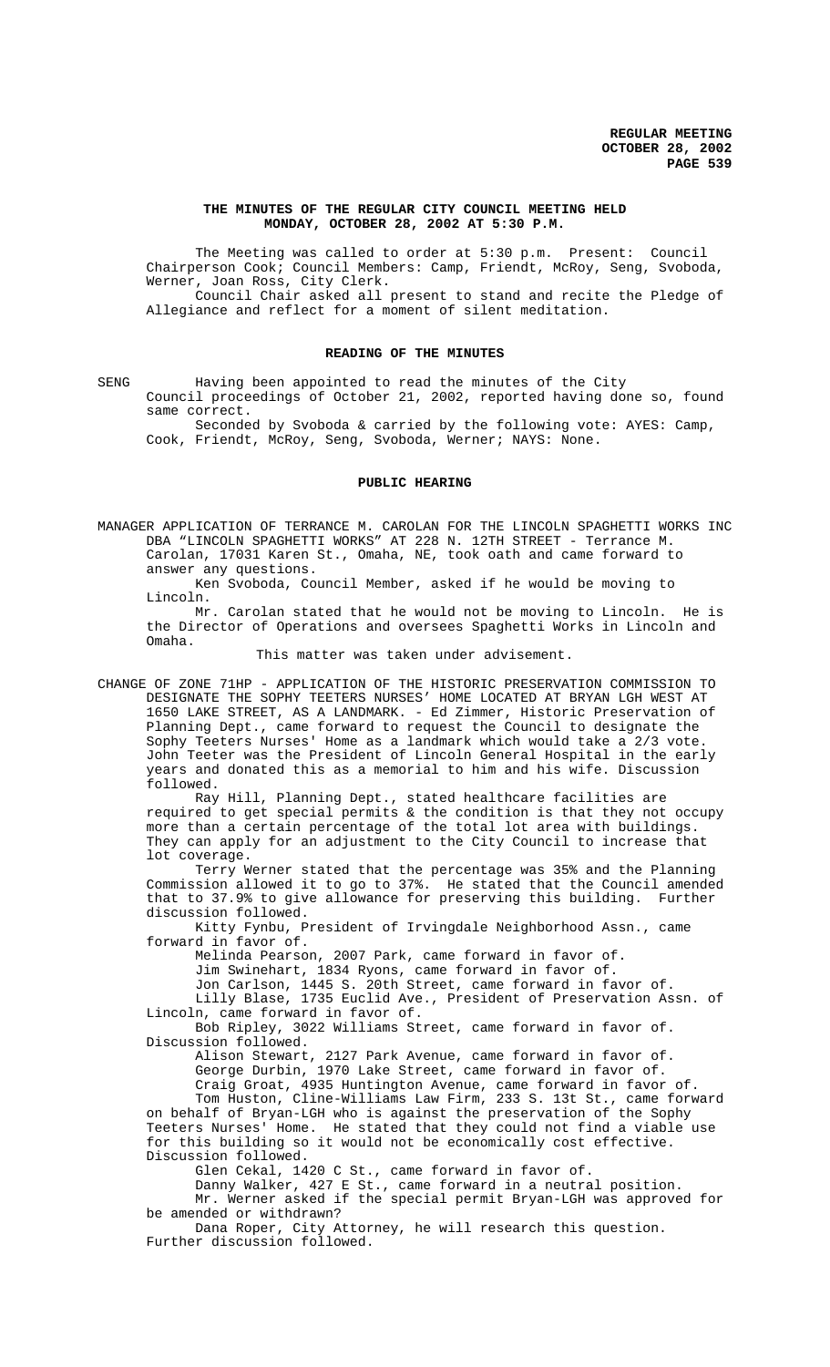**THE MINUTES OF THE REGULAR CITY COUNCIL MEETING HELD MONDAY, OCTOBER 28, 2002 AT 5:30 P.M.**

The Meeting was called to order at 5:30 p.m. Present: Council Chairperson Cook; Council Members: Camp, Friendt, McRoy, Seng, Svoboda, Werner, Joan Ross, City Clerk.

Council Chair asked all present to stand and recite the Pledge of Allegiance and reflect for a moment of silent meditation.

**READING OF THE MINUTES**

SENG Having been appointed to read the minutes of the City Council proceedings of October 21, 2002, reported having done so, found same correct.

Seconded by Svoboda & carried by the following vote: AYES: Camp, Cook, Friendt, McRoy, Seng, Svoboda, Werner; NAYS: None.

**PUBLIC HEARING**

MANAGER APPLICATION OF TERRANCE M. CAROLAN FOR THE LINCOLN SPAGHETTI WORKS INC DBA "LINCOLN SPAGHETTI WORKS" AT 228 N. 12TH STREET - Terrance M. Carolan, 17031 Karen St., Omaha, NE, took oath and came forward to answer any questions.

Ken Svoboda, Council Member, asked if he would be moving to Lincoln.

Mr. Carolan stated that he would not be moving to Lincoln. He is the Director of Operations and oversees Spaghetti Works in Lincoln and Omaha.

This matter was taken under advisement.

CHANGE OF ZONE 71HP - APPLICATION OF THE HISTORIC PRESERVATION COMMISSION TO DESIGNATE THE SOPHY TEETERS NURSES' HOME LOCATED AT BRYAN LGH WEST AT 1650 LAKE STREET, AS A LANDMARK. - Ed Zimmer, Historic Preservation of Planning Dept., came forward to request the Council to designate the Sophy Teeters Nurses' Home as a landmark which would take a 2/3 vote. John Teeter was the President of Lincoln General Hospital in the early years and donated this as a memorial to him and his wife. Discussion followed.

Ray Hill, Planning Dept., stated healthcare facilities are required to get special permits & the condition is that they not occupy more than a certain percentage of the total lot area with buildings. They can apply for an adjustment to the City Council to increase that lot coverage.

Terry Werner stated that the percentage was 35% and the Planning Commission allowed it to go to 37%. He stated that the Council amended that to 37.9% to give allowance for preserving this building. Further discussion followed.

Kitty Fynbu, President of Irvingdale Neighborhood Assn., came forward in favor of.

Melinda Pearson, 2007 Park, came forward in favor of.

Jim Swinehart, 1834 Ryons, came forward in favor of.

Jon Carlson, 1445 S. 20th Street, came forward in favor of.

Lilly Blase, 1735 Euclid Ave., President of Preservation Assn. of Lincoln, came forward in favor of.

Bob Ripley, 3022 Williams Street, came forward in favor of. Discussion followed.

Alison Stewart, 2127 Park Avenue, came forward in favor of.

George Durbin, 1970 Lake Street, came forward in favor of.

Craig Groat, 4935 Huntington Avenue, came forward in favor of.

Tom Huston, Cline-Williams Law Firm, 233 S. 13t St., came forward on behalf of Bryan-LGH who is against the preservation of the Sophy Teeters Nurses' Home. He stated that they could not find a viable use for this building so it would not be economically cost effective. Discussion followed.

Glen Cekal, 1420 C St., came forward in favor of.

Danny Walker, 427 E St., came forward in a neutral position.

Mr. Werner asked if the special permit Bryan-LGH was approved for be amended or withdrawn?

Dana Roper, City Attorney, he will research this question. Further discussion followed.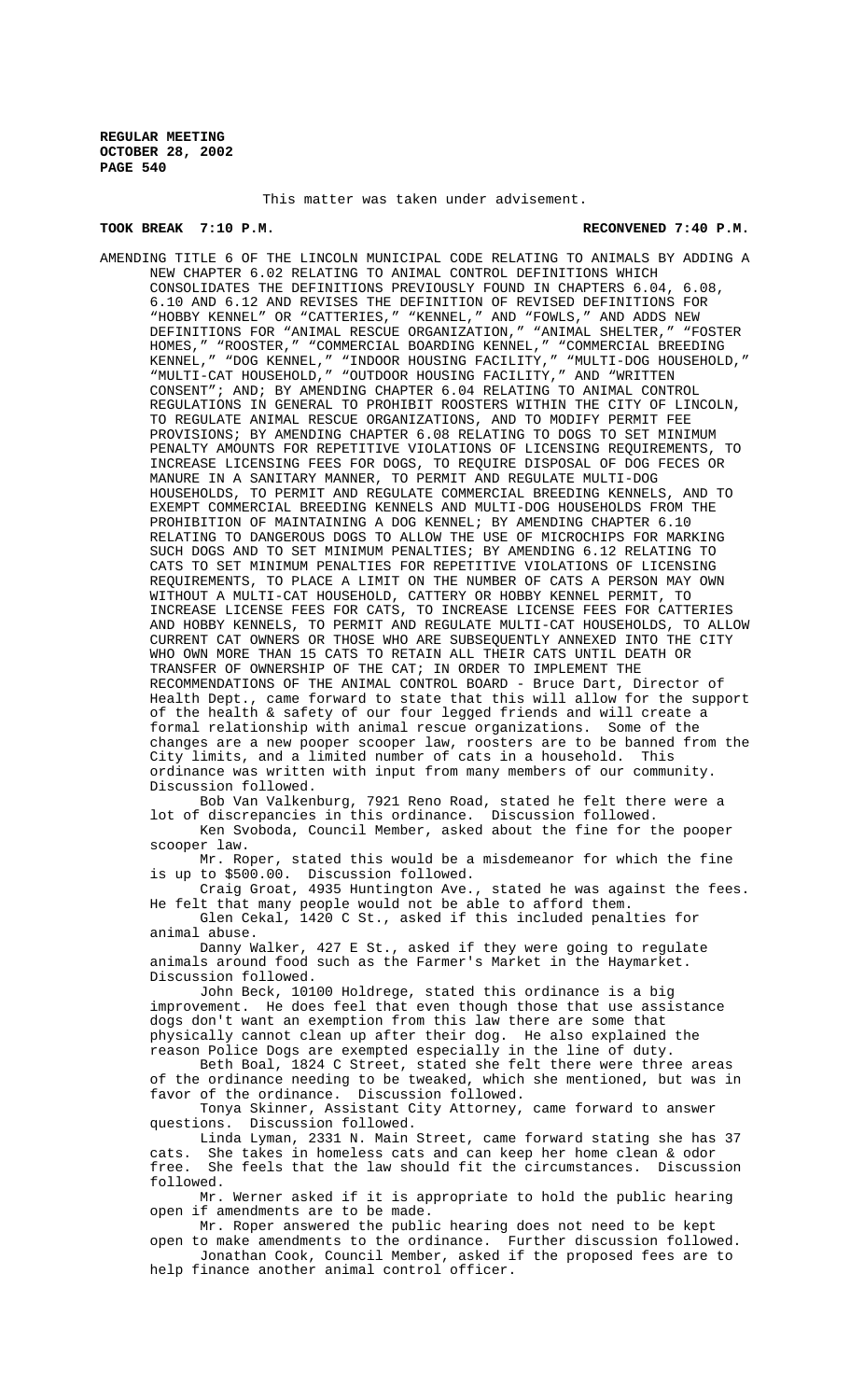This matter was taken under advisement.

**TOOK BREAK 7:10 P.M. RECONVENED 7:40 P.M.**

AMENDING TITLE 6 OF THE LINCOLN MUNICIPAL CODE RELATING TO ANIMALS BY ADDING A NEW CHAPTER 6.02 RELATING TO ANIMAL CONTROL DEFINITIONS WHICH CONSOLIDATES THE DEFINITIONS PREVIOUSLY FOUND IN CHAPTERS 6.04, 6.08, 6.10 AND 6.12 AND REVISES THE DEFINITION OF REVISED DEFINITIONS FOR "HOBBY KENNEL" OR "CATTERIES," "KENNEL," AND "FOWLS," AND ADDS NEW DEFINITIONS FOR "ANIMAL RESCUE ORGANIZATION," "ANIMAL SHELTER," "FOSTER HOMES," "ROOSTER," "COMMERCIAL BOARDING KENNEL," "COMMERCIAL BREEDING KENNEL," "DOG KENNEL," "INDOOR HOUSING FACILITY," "MULTI-DOG HOUSEHOLD," "MULTI-CAT HOUSEHOLD," "OUTDOOR HOUSING FACILITY," AND "WRITTEN CONSENT"; AND; BY AMENDING CHAPTER 6.04 RELATING TO ANIMAL CONTROL REGULATIONS IN GENERAL TO PROHIBIT ROOSTERS WITHIN THE CITY OF LINCOLN, TO REGULATE ANIMAL RESCUE ORGANIZATIONS, AND TO MODIFY PERMIT FEE PROVISIONS; BY AMENDING CHAPTER 6.08 RELATING TO DOGS TO SET MINIMUM PENALTY AMOUNTS FOR REPETITIVE VIOLATIONS OF LICENSING REQUIREMENTS, TO INCREASE LICENSING FEES FOR DOGS, TO REQUIRE DISPOSAL OF DOG FECES OR MANURE IN A SANITARY MANNER, TO PERMIT AND REGULATE MULTI-DOG HOUSEHOLDS, TO PERMIT AND REGULATE COMMERCIAL BREEDING KENNELS, AND TO EXEMPT COMMERCIAL BREEDING KENNELS AND MULTI-DOG HOUSEHOLDS FROM THE PROHIBITION OF MAINTAINING A DOG KENNEL; BY AMENDING CHAPTER 6.10 RELATING TO DANGEROUS DOGS TO ALLOW THE USE OF MICROCHIPS FOR MARKING SUCH DOGS AND TO SET MINIMUM PENALTIES; BY AMENDING 6.12 RELATING TO CATS TO SET MINIMUM PENALTIES FOR REPETITIVE VIOLATIONS OF LICENSING REQUIREMENTS, TO PLACE A LIMIT ON THE NUMBER OF CATS A PERSON MAY OWN WITHOUT A MULTI-CAT HOUSEHOLD, CATTERY OR HOBBY KENNEL PERMIT, TO INCREASE LICENSE FEES FOR CATS, TO INCREASE LICENSE FEES FOR CATTERIES AND HOBBY KENNELS, TO PERMIT AND REGULATE MULTI-CAT HOUSEHOLDS, TO ALLOW CURRENT CAT OWNERS OR THOSE WHO ARE SUBSEQUENTLY ANNEXED INTO THE CITY WHO OWN MORE THAN 15 CATS TO RETAIN ALL THEIR CATS UNTIL DEATH OR TRANSFER OF OWNERSHIP OF THE CAT; IN ORDER TO IMPLEMENT THE RECOMMENDATIONS OF THE ANIMAL CONTROL BOARD - Bruce Dart, Director of Health Dept., came forward to state that this will allow for the support of the health & safety of our four legged friends and will create a formal relationship with animal rescue organizations. Some of the changes are a new pooper scooper law, roosters are to be banned from the City limits, and a limited number of cats in a household. This ordinance was written with input from many members of our community. Discussion followed.

Bob Van Valkenburg, 7921 Reno Road, stated he felt there were a lot of discrepancies in this ordinance. Discussion followed.

Ken Svoboda, Council Member, asked about the fine for the pooper scooper law.

Mr. Roper, stated this would be a misdemeanor for which the fine is up to $500.00. Discussion followed.

Craig Groat, 4935 Huntington Ave., stated he was against the fees. He felt that many people would not be able to afford them.

Glen Cekal, 1420 C St., asked if this included penalties for animal abuse.

Danny Walker, 427 E St., asked if they were going to regulate animals around food such as the Farmer's Market in the Haymarket. Discussion followed.

John Beck, 10100 Holdrege, stated this ordinance is a big improvement. He does feel that even though those that use assistance dogs don't want an exemption from this law there are some that physically cannot clean up after their dog. He also explained the reason Police Dogs are exempted especially in the line of duty.

Beth Boal, 1824 C Street, stated she felt there were three areas of the ordinance needing to be tweaked, which she mentioned, but was in favor of the ordinance. Discussion followed.

Tonya Skinner, Assistant City Attorney, came forward to answer questions. Discussion followed.

Linda Lyman, 2331 N. Main Street, came forward stating she has 37 cats. She takes in homeless cats and can keep her home clean & odor free. She feels that the law should fit the circumstances. Discussion followed.

Mr. Werner asked if it is appropriate to hold the public hearing open if amendments are to be made.

Mr. Roper answered the public hearing does not need to be kept open to make amendments to the ordinance. Further discussion followed.

Jonathan Cook, Council Member, asked if the proposed fees are to help finance another animal control officer.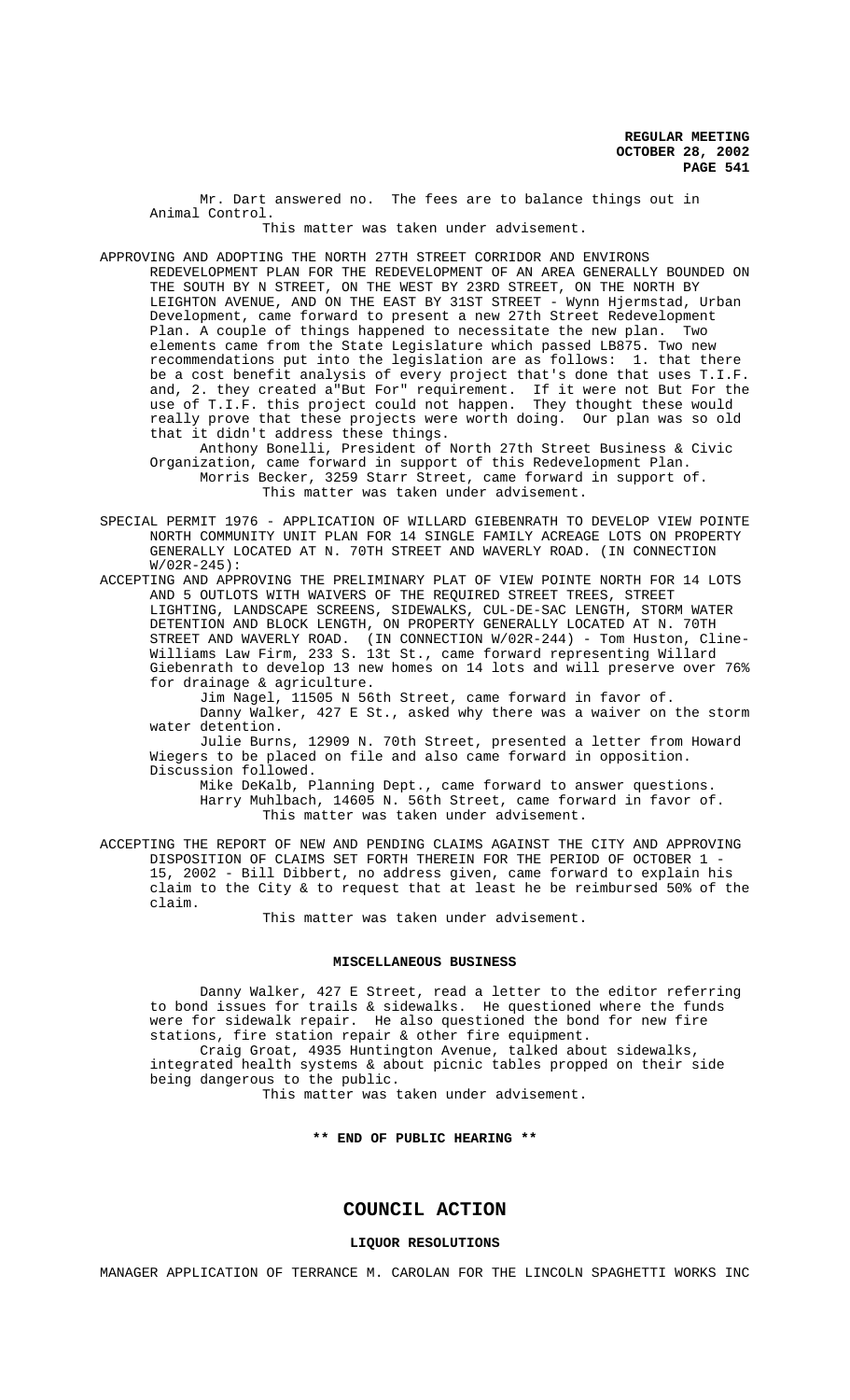Mr. Dart answered no. The fees are to balance things out in Animal Control.

This matter was taken under advisement.

APPROVING AND ADOPTING THE NORTH 27TH STREET CORRIDOR AND ENVIRONS REDEVELOPMENT PLAN FOR THE REDEVELOPMENT OF AN AREA GENERALLY BOUNDED ON THE SOUTH BY N STREET, ON THE WEST BY 23RD STREET, ON THE NORTH BY LEIGHTON AVENUE, AND ON THE EAST BY 31ST STREET - Wynn Hjermstad, Urban Development, came forward to present a new 27th Street Redevelopment Plan. A couple of things happened to necessitate the new plan. Two elements came from the State Legislature which passed LB875. Two new recommendations put into the legislation are as follows: 1. that there be a cost benefit analysis of every project that's done that uses T.I.F. and, 2. they created a"But For" requirement. If it were not But For the use of T.I.F. this project could not happen. They thought these would really prove that these projects were worth doing. Our plan was so old that it didn't address these things.

Anthony Bonelli, President of North 27th Street Business & Civic Organization, came forward in support of this Redevelopment Plan.

Morris Becker, 3259 Starr Street, came forward in support of.

This matter was taken under advisement.

SPECIAL PERMIT 1976 - APPLICATION OF WILLARD GIEBENRATH TO DEVELOP VIEW POINTE NORTH COMMUNITY UNIT PLAN FOR 14 SINGLE FAMILY ACREAGE LOTS ON PROPERTY GENERALLY LOCATED AT N. 70TH STREET AND WAVERLY ROAD. (IN CONNECTION W/02R-245):

ACCEPTING AND APPROVING THE PRELIMINARY PLAT OF VIEW POINTE NORTH FOR 14 LOTS AND 5 OUTLOTS WITH WAIVERS OF THE REQUIRED STREET TREES, STREET LIGHTING, LANDSCAPE SCREENS, SIDEWALKS, CUL-DE-SAC LENGTH, STORM WATER DETENTION AND BLOCK LENGTH, ON PROPERTY GENERALLY LOCATED AT N. 70TH STREET AND WAVERLY ROAD. (IN CONNECTION W/02R-244) - Tom Huston, Cline-Williams Law Firm, 233 S. 13t St., came forward representing Willard Giebenrath to develop 13 new homes on 14 lots and will preserve over 76% for drainage & agriculture.

Jim Nagel, 11505 N 56th Street, came forward in favor of.

Danny Walker, 427 E St., asked why there was a waiver on the storm water detention.

Julie Burns, 12909 N. 70th Street, presented a letter from Howard Wiegers to be placed on file and also came forward in opposition. Discussion followed.

Mike DeKalb, Planning Dept., came forward to answer questions.

Harry Muhlbach, 14605 N. 56th Street, came forward in favor of.

This matter was taken under advisement.

ACCEPTING THE REPORT OF NEW AND PENDING CLAIMS AGAINST THE CITY AND APPROVING DISPOSITION OF CLAIMS SET FORTH THEREIN FOR THE PERIOD OF OCTOBER 1 - 15, 2002 - Bill Dibbert, no address given, came forward to explain his claim to the City & to request that at least he be reimbursed 50% of the claim.

This matter was taken under advisement.

**MISCELLANEOUS BUSINESS**

Danny Walker, 427 E Street, read a letter to the editor referring to bond issues for trails & sidewalks. He questioned where the funds were for sidewalk repair. He also questioned the bond for new fire stations, fire station repair & other fire equipment.

Craig Groat, 4935 Huntington Avenue, talked about sidewalks, integrated health systems & about picnic tables propped on their side being dangerous to the public.

This matter was taken under advisement.

**\*\* END OF PUBLIC HEARING \*\***

## COUNCIL ACTION

### LIQUOR RESOLUTIONS

MANAGER APPLICATION OF TERRANCE M. CAROLAN FOR THE LINCOLN SPAGHETTI WORKS INC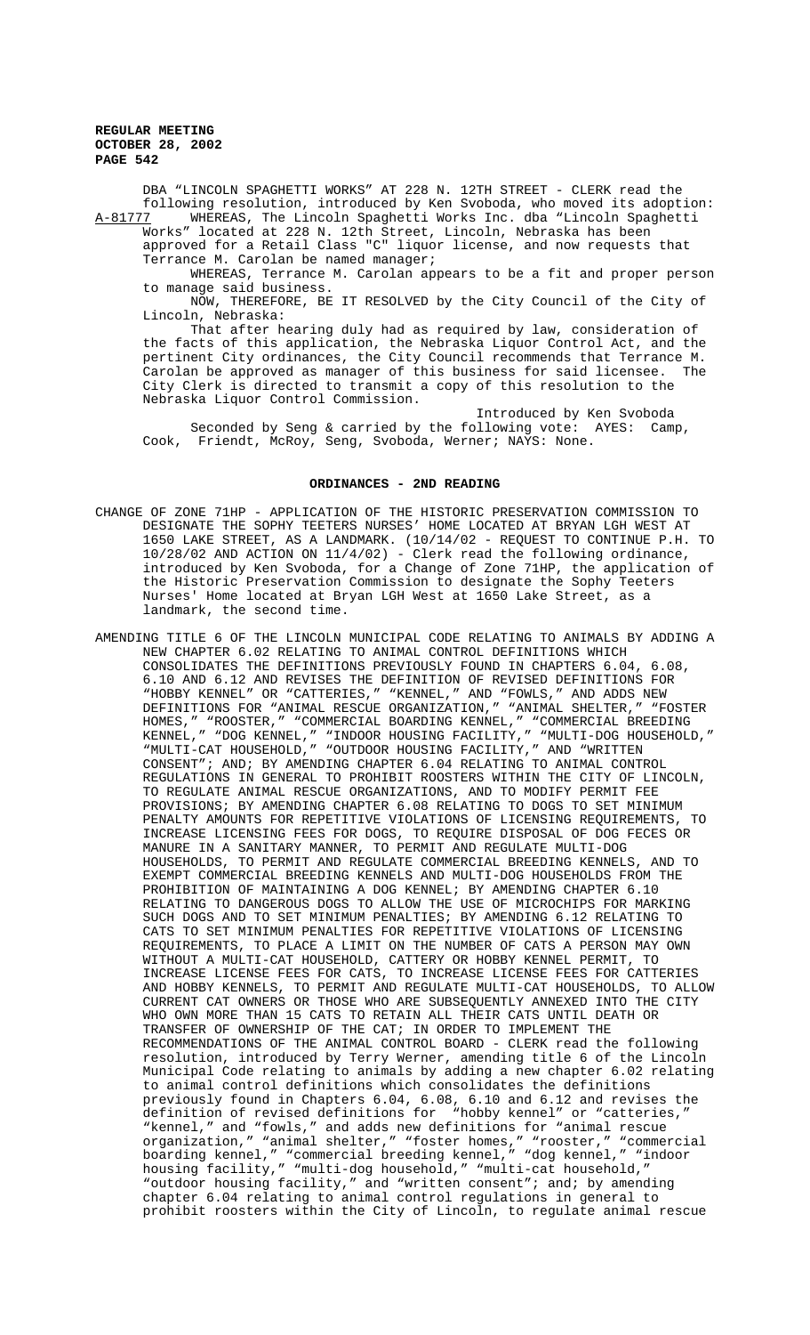DBA "LINCOLN SPAGHETTI WORKS" AT 228 N. 12TH STREET - CLERK read the following resolution, introduced by Ken Svoboda, who moved its adoption:

A-81777 WHEREAS, The Lincoln Spaghetti Works Inc. dba "Lincoln Spaghetti Works" located at 228 N. 12th Street, Lincoln, Nebraska has been approved for a Retail Class "C" liquor license, and now requests that Terrance M. Carolan be named manager;

WHEREAS, Terrance M. Carolan appears to be a fit and proper person to manage said business.

NOW, THEREFORE, BE IT RESOLVED by the City Council of the City of Lincoln, Nebraska:

That after hearing duly had as required by law, consideration of the facts of this application, the Nebraska Liquor Control Act, and the pertinent City ordinances, the City Council recommends that Terrance M. Carolan be approved as manager of this business for said licensee. The City Clerk is directed to transmit a copy of this resolution to the Nebraska Liquor Control Commission.

Introduced by Ken Svoboda

Seconded by Seng & carried by the following vote: AYES: Camp, Cook, Friendt, McRoy, Seng, Svoboda, Werner; NAYS: None.

## ORDINANCES - 2ND READING

CHANGE OF ZONE 71HP - APPLICATION OF THE HISTORIC PRESERVATION COMMISSION TO DESIGNATE THE SOPHY TEETERS NURSES' HOME LOCATED AT BRYAN LGH WEST AT 1650 LAKE STREET, AS A LANDMARK. (10/14/02 - REQUEST TO CONTINUE P.H. TO 10/28/02 AND ACTION ON 11/4/02) - Clerk read the following ordinance, introduced by Ken Svoboda, for a Change of Zone 71HP, the application of the Historic Preservation Commission to designate the Sophy Teeters Nurses' Home located at Bryan LGH West at 1650 Lake Street, as a landmark, the second time.

AMENDING TITLE 6 OF THE LINCOLN MUNICIPAL CODE RELATING TO ANIMALS BY ADDING A NEW CHAPTER 6.02 RELATING TO ANIMAL CONTROL DEFINITIONS WHICH CONSOLIDATES THE DEFINITIONS PREVIOUSLY FOUND IN CHAPTERS 6.04, 6.08, 6.10 AND 6.12 AND REVISES THE DEFINITION OF REVISED DEFINITIONS FOR "HOBBY KENNEL" OR "CATTERIES," "KENNEL," AND "FOWLS," AND ADDS NEW DEFINITIONS FOR "ANIMAL RESCUE ORGANIZATION," "ANIMAL SHELTER," "FOSTER HOMES," "ROOSTER," "COMMERCIAL BOARDING KENNEL," "COMMERCIAL BREEDING KENNEL," "DOG KENNEL," "INDOOR HOUSING FACILITY," "MULTI-DOG HOUSEHOLD," "MULTI-CAT HOUSEHOLD," "OUTDOOR HOUSING FACILITY," AND "WRITTEN CONSENT"; AND; BY AMENDING CHAPTER 6.04 RELATING TO ANIMAL CONTROL REGULATIONS IN GENERAL TO PROHIBIT ROOSTERS WITHIN THE CITY OF LINCOLN, TO REGULATE ANIMAL RESCUE ORGANIZATIONS, AND TO MODIFY PERMIT FEE PROVISIONS; BY AMENDING CHAPTER 6.08 RELATING TO DOGS TO SET MINIMUM PENALTY AMOUNTS FOR REPETITIVE VIOLATIONS OF LICENSING REQUIREMENTS, TO INCREASE LICENSING FEES FOR DOGS, TO REQUIRE DISPOSAL OF DOG FECES OR MANURE IN A SANITARY MANNER, TO PERMIT AND REGULATE MULTI-DOG HOUSEHOLDS, TO PERMIT AND REGULATE COMMERCIAL BREEDING KENNELS, AND TO EXEMPT COMMERCIAL BREEDING KENNELS AND MULTI-DOG HOUSEHOLDS FROM THE PROHIBITION OF MAINTAINING A DOG KENNEL; BY AMENDING CHAPTER 6.10 RELATING TO DANGEROUS DOGS TO ALLOW THE USE OF MICROCHIPS FOR MARKING SUCH DOGS AND TO SET MINIMUM PENALTIES; BY AMENDING 6.12 RELATING TO CATS TO SET MINIMUM PENALTIES FOR REPETITIVE VIOLATIONS OF LICENSING REQUIREMENTS, TO PLACE A LIMIT ON THE NUMBER OF CATS A PERSON MAY OWN WITHOUT A MULTI-CAT HOUSEHOLD, CATTERY OR HOBBY KENNEL PERMIT, TO INCREASE LICENSE FEES FOR CATS, TO INCREASE LICENSE FEES FOR CATTERIES AND HOBBY KENNELS, TO PERMIT AND REGULATE MULTI-CAT HOUSEHOLDS, TO ALLOW CURRENT CAT OWNERS OR THOSE WHO ARE SUBSEQUENTLY ANNEXED INTO THE CITY WHO OWN MORE THAN 15 CATS TO RETAIN ALL THEIR CATS UNTIL DEATH OR TRANSFER OF OWNERSHIP OF THE CAT; IN ORDER TO IMPLEMENT THE RECOMMENDATIONS OF THE ANIMAL CONTROL BOARD - CLERK read the following resolution, introduced by Terry Werner, amending title 6 of the Lincoln Municipal Code relating to animals by adding a new chapter 6.02 relating to animal control definitions which consolidates the definitions previously found in Chapters 6.04, 6.08, 6.10 and 6.12 and revises the definition of revised definitions for "hobby kennel" or "catteries," "kennel," and "fowls," and adds new definitions for "animal rescue organization," "animal shelter," "foster homes," "rooster," "commercial boarding kennel," "commercial breeding kennel," "dog kennel," "indoor housing facility," "multi-dog household," "multi-cat household," "outdoor housing facility," and "written consent"; and; by amending chapter 6.04 relating to animal control regulations in general to prohibit roosters within the City of Lincoln, to regulate animal rescue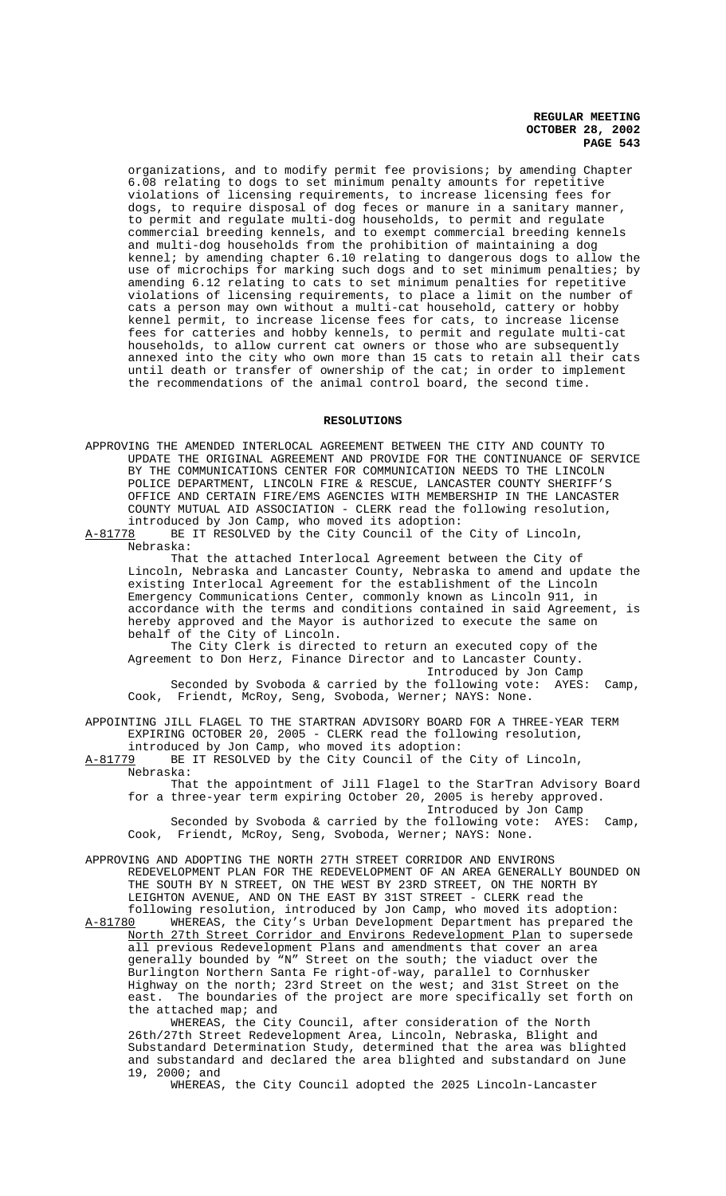organizations, and to modify permit fee provisions; by amending Chapter 6.08 relating to dogs to set minimum penalty amounts for repetitive violations of licensing requirements, to increase licensing fees for dogs, to require disposal of dog feces or manure in a sanitary manner, to permit and regulate multi-dog households, to permit and regulate commercial breeding kennels, and to exempt commercial breeding kennels and multi-dog households from the prohibition of maintaining a dog kennel; by amending chapter 6.10 relating to dangerous dogs to allow the use of microchips for marking such dogs and to set minimum penalties; by amending 6.12 relating to cats to set minimum penalties for repetitive violations of licensing requirements, to place a limit on the number of cats a person may own without a multi-cat household, cattery or hobby kennel permit, to increase license fees for cats, to increase license fees for catteries and hobby kennels, to permit and regulate multi-cat households, to allow current cat owners or those who are subsequently annexed into the city who own more than 15 cats to retain all their cats until death or transfer of ownership of the cat; in order to implement the recommendations of the animal control board, the second time.

## RESOLUTIONS

APPROVING THE AMENDED INTERLOCAL AGREEMENT BETWEEN THE CITY AND COUNTY TO UPDATE THE ORIGINAL AGREEMENT AND PROVIDE FOR THE CONTINUANCE OF SERVICE BY THE COMMUNICATIONS CENTER FOR COMMUNICATION NEEDS TO THE LINCOLN POLICE DEPARTMENT, LINCOLN FIRE & RESCUE, LANCASTER COUNTY SHERIFF'S OFFICE AND CERTAIN FIRE/EMS AGENCIES WITH MEMBERSHIP IN THE LANCASTER COUNTY MUTUAL AID ASSOCIATION - CLERK read the following resolution, introduced by Jon Camp, who moved its adoption:

A-81778 BE IT RESOLVED by the City Council of the City of Lincoln, Nebraska:

That the attached Interlocal Agreement between the City of Lincoln, Nebraska and Lancaster County, Nebraska to amend and update the existing Interlocal Agreement for the establishment of the Lincoln Emergency Communications Center, commonly known as Lincoln 911, in accordance with the terms and conditions contained in said Agreement, is hereby approved and the Mayor is authorized to execute the same on behalf of the City of Lincoln.

The City Clerk is directed to return an executed copy of the Agreement to Don Herz, Finance Director and to Lancaster County.

Introduced by Jon Camp

Seconded by Svoboda & carried by the following vote: AYES: Camp, Cook, Friendt, McRoy, Seng, Svoboda, Werner; NAYS: None.

APPOINTING JILL FLAGEL TO THE STARTRAN ADVISORY BOARD FOR A THREE-YEAR TERM EXPIRING OCTOBER 20, 2005 - CLERK read the following resolution, introduced by Jon Camp, who moved its adoption:

A-81779 BE IT RESOLVED by the City Council of the City of Lincoln, Nebraska:

That the appointment of Jill Flagel to the StarTran Advisory Board for a three-year term expiring October 20, 2005 is hereby approved.

Introduced by Jon Camp

Seconded by Svoboda & carried by the following vote: AYES: Camp, Cook, Friendt, McRoy, Seng, Svoboda, Werner; NAYS: None.

APPROVING AND ADOPTING THE NORTH 27TH STREET CORRIDOR AND ENVIRONS REDEVELOPMENT PLAN FOR THE REDEVELOPMENT OF AN AREA GENERALLY BOUNDED ON THE SOUTH BY N STREET, ON THE WEST BY 23RD STREET, ON THE NORTH BY LEIGHTON AVENUE, AND ON THE EAST BY 31ST STREET - CLERK read the following resolution, introduced by Jon Camp, who moved its adoption:

A-81780 WHEREAS, the City's Urban Development Department has prepared the North 27th Street Corridor and Environs Redevelopment Plan to supersede all previous Redevelopment Plans and amendments that cover an area generally bounded by "N" Street on the south; the viaduct over the Burlington Northern Santa Fe right-of-way, parallel to Cornhusker Highway on the north; 23rd Street on the west; and 31st Street on the east. The boundaries of the project are more specifically set forth on the attached map; and

WHEREAS, the City Council, after consideration of the North 26th/27th Street Redevelopment Area, Lincoln, Nebraska, Blight and Substandard Determination Study, determined that the area was blighted and substandard and declared the area blighted and substandard on June 19, 2000; and

WHEREAS, the City Council adopted the 2025 Lincoln-Lancaster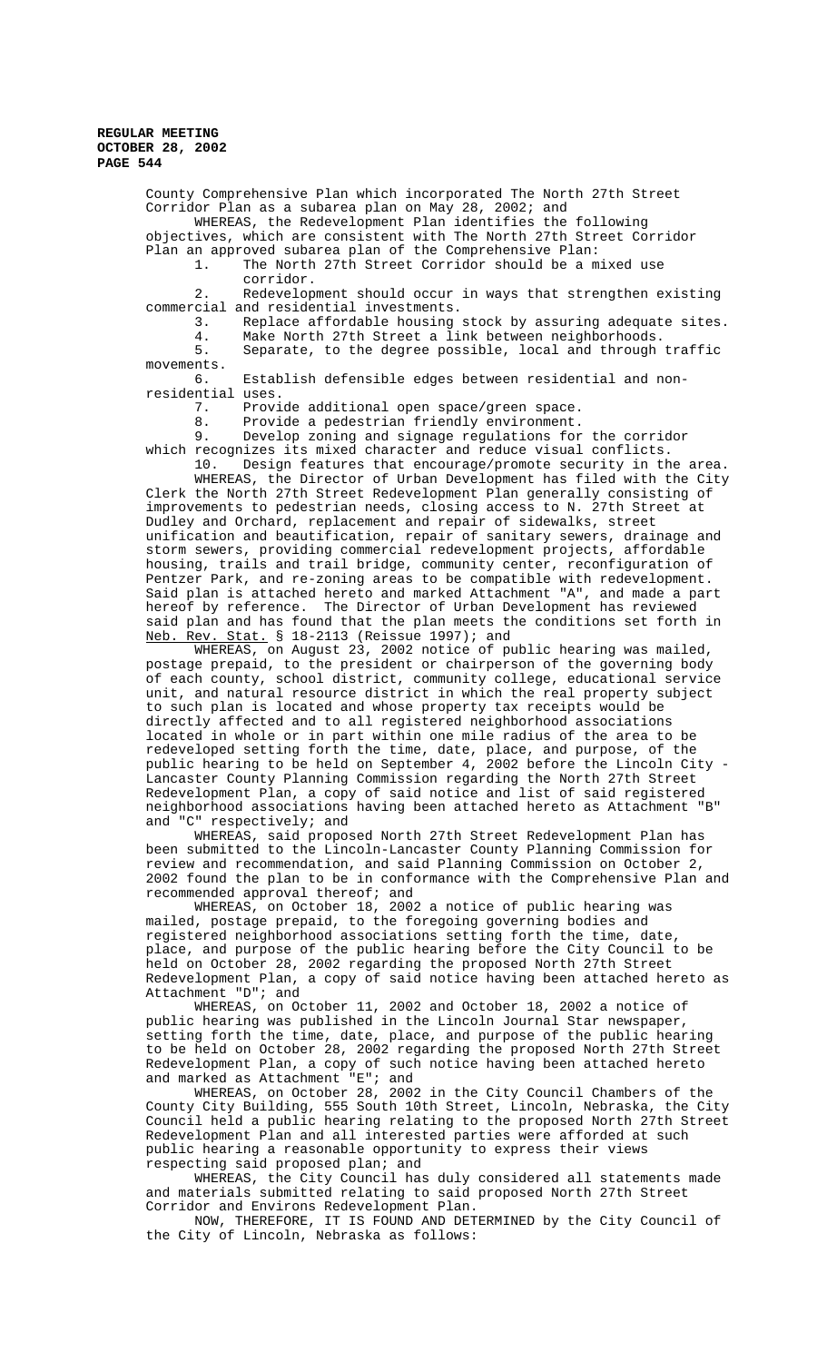County Comprehensive Plan which incorporated The North 27th Street Corridor Plan as a subarea plan on May 28, 2002; and

WHEREAS, the Redevelopment Plan identifies the following objectives, which are consistent with The North 27th Street Corridor Plan an approved subarea plan of the Comprehensive Plan:

1. The North 27th Street Corridor should be a mixed use corridor.
2. Redevelopment should occur in ways that strengthen existing commercial and residential investments.
3. Replace affordable housing stock by assuring adequate sites.
4. Make North 27th Street a link between neighborhoods.
5. Separate, to the degree possible, local and through traffic movements.
6. Establish defensible edges between residential and non-residential uses.
7. Provide additional open space/green space.
8. Provide a pedestrian friendly environment.
9. Develop zoning and signage regulations for the corridor which recognizes its mixed character and reduce visual conflicts.
10. Design features that encourage/promote security in the area.

WHEREAS, the Director of Urban Development has filed with the City Clerk the North 27th Street Redevelopment Plan generally consisting of improvements to pedestrian needs, closing access to N. 27th Street at Dudley and Orchard, replacement and repair of sidewalks, street unification and beautification, repair of sanitary sewers, drainage and storm sewers, providing commercial redevelopment projects, affordable housing, trails and trail bridge, community center, reconfiguration of Pentzer Park, and re-zoning areas to be compatible with redevelopment. Said plan is attached hereto and marked Attachment "A", and made a part hereof by reference. The Director of Urban Development has reviewed said plan and has found that the plan meets the conditions set forth in Neb. Rev. Stat. § 18-2113 (Reissue 1997); and

WHEREAS, on August 23, 2002 notice of public hearing was mailed, postage prepaid, to the president or chairperson of the governing body of each county, school district, community college, educational service unit, and natural resource district in which the real property subject to such plan is located and whose property tax receipts would be directly affected and to all registered neighborhood associations located in whole or in part within one mile radius of the area to be redeveloped setting forth the time, date, place, and purpose, of the public hearing to be held on September 4, 2002 before the Lincoln City - Lancaster County Planning Commission regarding the North 27th Street Redevelopment Plan, a copy of said notice and list of said registered neighborhood associations having been attached hereto as Attachment "B" and "C" respectively; and

WHEREAS, said proposed North 27th Street Redevelopment Plan has been submitted to the Lincoln-Lancaster County Planning Commission for review and recommendation, and said Planning Commission on October 2, 2002 found the plan to be in conformance with the Comprehensive Plan and recommended approval thereof; and

WHEREAS, on October 18, 2002 a notice of public hearing was mailed, postage prepaid, to the foregoing governing bodies and registered neighborhood associations setting forth the time, date, place, and purpose of the public hearing before the City Council to be held on October 28, 2002 regarding the proposed North 27th Street Redevelopment Plan, a copy of said notice having been attached hereto as Attachment "D"; and

WHEREAS, on October 11, 2002 and October 18, 2002 a notice of public hearing was published in the Lincoln Journal Star newspaper, setting forth the time, date, place, and purpose of the public hearing to be held on October 28, 2002 regarding the proposed North 27th Street Redevelopment Plan, a copy of such notice having been attached hereto and marked as Attachment "E"; and

WHEREAS, on October 28, 2002 in the City Council Chambers of the County City Building, 555 South 10th Street, Lincoln, Nebraska, the City Council held a public hearing relating to the proposed North 27th Street Redevelopment Plan and all interested parties were afforded at such public hearing a reasonable opportunity to express their views respecting said proposed plan; and

WHEREAS, the City Council has duly considered all statements made and materials submitted relating to said proposed North 27th Street Corridor and Environs Redevelopment Plan.

NOW, THEREFORE, IT IS FOUND AND DETERMINED by the City Council of the City of Lincoln, Nebraska as follows: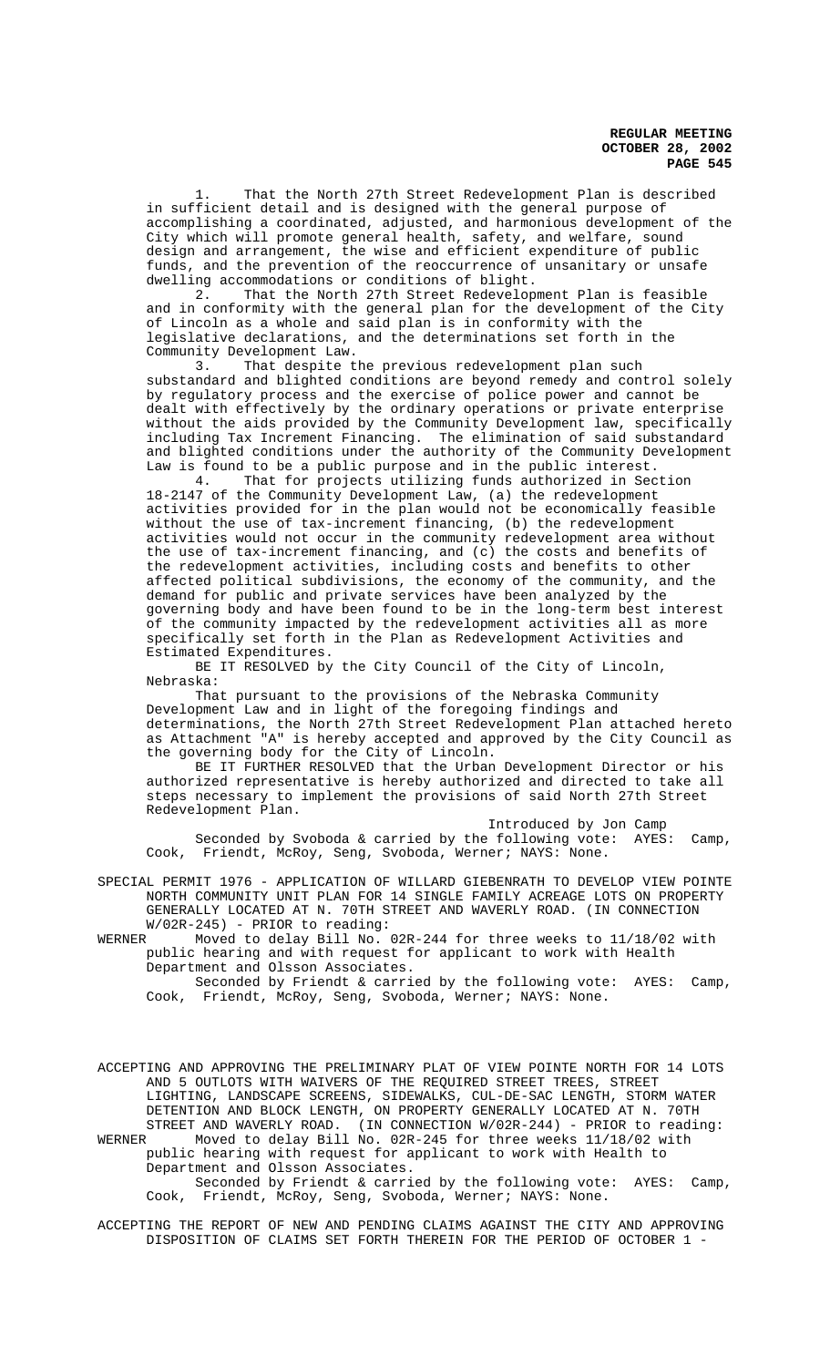1. That the North 27th Street Redevelopment Plan is described in sufficient detail and is designed with the general purpose of accomplishing a coordinated, adjusted, and harmonious development of the City which will promote general health, safety, and welfare, sound design and arrangement, the wise and efficient expenditure of public funds, and the prevention of the reoccurrence of unsanitary or unsafe dwelling accommodations or conditions of blight.

2. That the North 27th Street Redevelopment Plan is feasible and in conformity with the general plan for the development of the City of Lincoln as a whole and said plan is in conformity with the legislative declarations, and the determinations set forth in the Community Development Law.

3. That despite the previous redevelopment plan such substandard and blighted conditions are beyond remedy and control solely by regulatory process and the exercise of police power and cannot be dealt with effectively by the ordinary operations or private enterprise without the aids provided by the Community Development law, specifically including Tax Increment Financing. The elimination of said substandard and blighted conditions under the authority of the Community Development Law is found to be a public purpose and in the public interest.

4. That for projects utilizing funds authorized in Section 18-2147 of the Community Development Law, (a) the redevelopment activities provided for in the plan would not be economically feasible without the use of tax-increment financing, (b) the redevelopment activities would not occur in the community redevelopment area without the use of tax-increment financing, and (c) the costs and benefits of the redevelopment activities, including costs and benefits to other affected political subdivisions, the economy of the community, and the demand for public and private services have been analyzed by the governing body and have been found to be in the long-term best interest of the community impacted by the redevelopment activities all as more specifically set forth in the Plan as Redevelopment Activities and Estimated Expenditures.

BE IT RESOLVED by the City Council of the City of Lincoln, Nebraska:

That pursuant to the provisions of the Nebraska Community Development Law and in light of the foregoing findings and determinations, the North 27th Street Redevelopment Plan attached hereto as Attachment "A" is hereby accepted and approved by the City Council as the governing body for the City of Lincoln.

BE IT FURTHER RESOLVED that the Urban Development Director or his authorized representative is hereby authorized and directed to take all steps necessary to implement the provisions of said North 27th Street Redevelopment Plan.

Introduced by Jon Camp

Seconded by Svoboda & carried by the following vote: AYES: Camp, Cook, Friendt, McRoy, Seng, Svoboda, Werner; NAYS: None.

SPECIAL PERMIT 1976 - APPLICATION OF WILLARD GIEBENRATH TO DEVELOP VIEW POINTE NORTH COMMUNITY UNIT PLAN FOR 14 SINGLE FAMILY ACREAGE LOTS ON PROPERTY GENERALLY LOCATED AT N. 70TH STREET AND WAVERLY ROAD. (IN CONNECTION W/02R-245) - PRIOR to reading:

WERNER Moved to delay Bill No. 02R-244 for three weeks to 11/18/02 with public hearing and with request for applicant to work with Health Department and Olsson Associates.

Seconded by Friendt & carried by the following vote: AYES: Camp, Cook, Friendt, McRoy, Seng, Svoboda, Werner; NAYS: None.

ACCEPTING AND APPROVING THE PRELIMINARY PLAT OF VIEW POINTE NORTH FOR 14 LOTS AND 5 OUTLOTS WITH WAIVERS OF THE REQUIRED STREET TREES, STREET LIGHTING, LANDSCAPE SCREENS, SIDEWALKS, CUL-DE-SAC LENGTH, STORM WATER DETENTION AND BLOCK LENGTH, ON PROPERTY GENERALLY LOCATED AT N. 70TH STREET AND WAVERLY ROAD. (IN CONNECTION W/02R-244) - PRIOR to reading:

WERNER Moved to delay Bill No. 02R-245 for three weeks 11/18/02 with public hearing with request for applicant to work with Health to Department and Olsson Associates.

Seconded by Friendt & carried by the following vote: AYES: Camp, Cook, Friendt, McRoy, Seng, Svoboda, Werner; NAYS: None.

ACCEPTING THE REPORT OF NEW AND PENDING CLAIMS AGAINST THE CITY AND APPROVING DISPOSITION OF CLAIMS SET FORTH THEREIN FOR THE PERIOD OF OCTOBER 1 -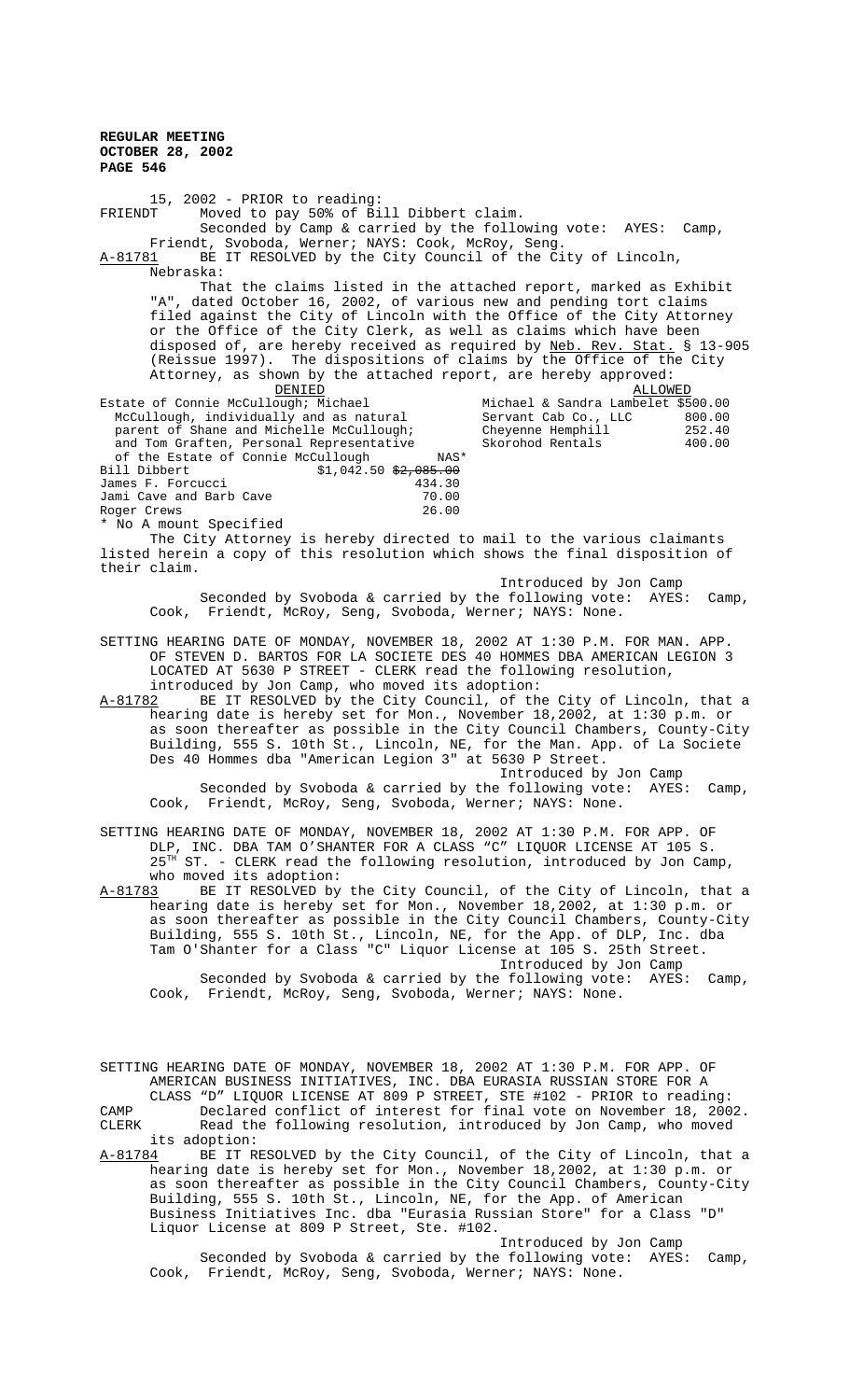15, 2002 - PRIOR to reading:

FRIENDT Moved to pay 50% of Bill Dibbert claim.

Seconded by Camp & carried by the following vote: AYES: Camp, Friendt, Svoboda, Werner; NAYS: Cook, McRoy, Seng.

A-81781 BE IT RESOLVED by the City Council of the City of Lincoln, Nebraska:

That the claims listed in the attached report, marked as Exhibit "A", dated October 16, 2002, of various new and pending tort claims filed against the City of Lincoln with the Office of the City Attorney or the Office of the City Clerk, as well as claims which have been disposed of, are hereby received as required by Neb. Rev. Stat. § 13-905 (Reissue 1997). The dispositions of claims by the Office of the City Attorney, as shown by the attached report, are hereby approved:

| DENIED | | ALLOWED | |
|---|---|---|---|
| Estate of Connie McCullough; Michael McCullough, individually and as natural parent of Shane and Michelle McCullough; and Tom Graften, Personal Representative of the Estate of Connie McCullough | NAS* | Michael & Sandra Lambelet | $500.00 |
| Bill Dibbert | $1,042.50 ~~$2,085.00~~ | Servant Cab Co., LLC | 800.00 |
| James F. Forcucci | 434.30 | Cheyenne Hemphill | 252.40 |
| Jami Cave and Barb Cave | 70.00 | Skorohod Rentals | 400.00 |
| Roger Crews | 26.00 | | |

\* No A mount Specified

The City Attorney is hereby directed to mail to the various claimants listed herein a copy of this resolution which shows the final disposition of their claim.

Introduced by Jon Camp

Seconded by Svoboda & carried by the following vote: AYES: Camp, Cook, Friendt, McRoy, Seng, Svoboda, Werner; NAYS: None.

SETTING HEARING DATE OF MONDAY, NOVEMBER 18, 2002 AT 1:30 P.M. FOR MAN. APP. OF STEVEN D. BARTOS FOR LA SOCIETE DES 40 HOMMES DBA AMERICAN LEGION 3 LOCATED AT 5630 P STREET - CLERK read the following resolution, introduced by Jon Camp, who moved its adoption:

A-81782 BE IT RESOLVED by the City Council, of the City of Lincoln, that a hearing date is hereby set for Mon., November 18,2002, at 1:30 p.m. or as soon thereafter as possible in the City Council Chambers, County-City Building, 555 S. 10th St., Lincoln, NE, for the Man. App. of La Societe Des 40 Hommes dba "American Legion 3" at 5630 P Street.

Introduced by Jon Camp

Seconded by Svoboda & carried by the following vote: AYES: Camp, Cook, Friendt, McRoy, Seng, Svoboda, Werner; NAYS: None.

SETTING HEARING DATE OF MONDAY, NOVEMBER 18, 2002 AT 1:30 P.M. FOR APP. OF DLP, INC. DBA TAM O'SHANTER FOR A CLASS "C" LIQUOR LICENSE AT 105 S. 25TH ST. - CLERK read the following resolution, introduced by Jon Camp, who moved its adoption:

A-81783 BE IT RESOLVED by the City Council, of the City of Lincoln, that a hearing date is hereby set for Mon., November 18,2002, at 1:30 p.m. or as soon thereafter as possible in the City Council Chambers, County-City Building, 555 S. 10th St., Lincoln, NE, for the App. of DLP, Inc. dba Tam O'Shanter for a Class "C" Liquor License at 105 S. 25th Street.

Introduced by Jon Camp

Seconded by Svoboda & carried by the following vote: AYES: Camp, Cook, Friendt, McRoy, Seng, Svoboda, Werner; NAYS: None.

SETTING HEARING DATE OF MONDAY, NOVEMBER 18, 2002 AT 1:30 P.M. FOR APP. OF AMERICAN BUSINESS INITIATIVES, INC. DBA EURASIA RUSSIAN STORE FOR A CLASS "D" LIQUOR LICENSE AT 809 P STREET, STE #102 - PRIOR to reading:

CAMP Declared conflict of interest for final vote on November 18, 2002.

CLERK Read the following resolution, introduced by Jon Camp, who moved its adoption:

A-81784 BE IT RESOLVED by the City Council, of the City of Lincoln, that a hearing date is hereby set for Mon., November 18,2002, at 1:30 p.m. or as soon thereafter as possible in the City Council Chambers, County-City Building, 555 S. 10th St., Lincoln, NE, for the App. of American Business Initiatives Inc. dba "Eurasia Russian Store" for a Class "D" Liquor License at 809 P Street, Ste. #102.

Introduced by Jon Camp

Seconded by Svoboda & carried by the following vote: AYES: Camp, Cook, Friendt, McRoy, Seng, Svoboda, Werner; NAYS: None.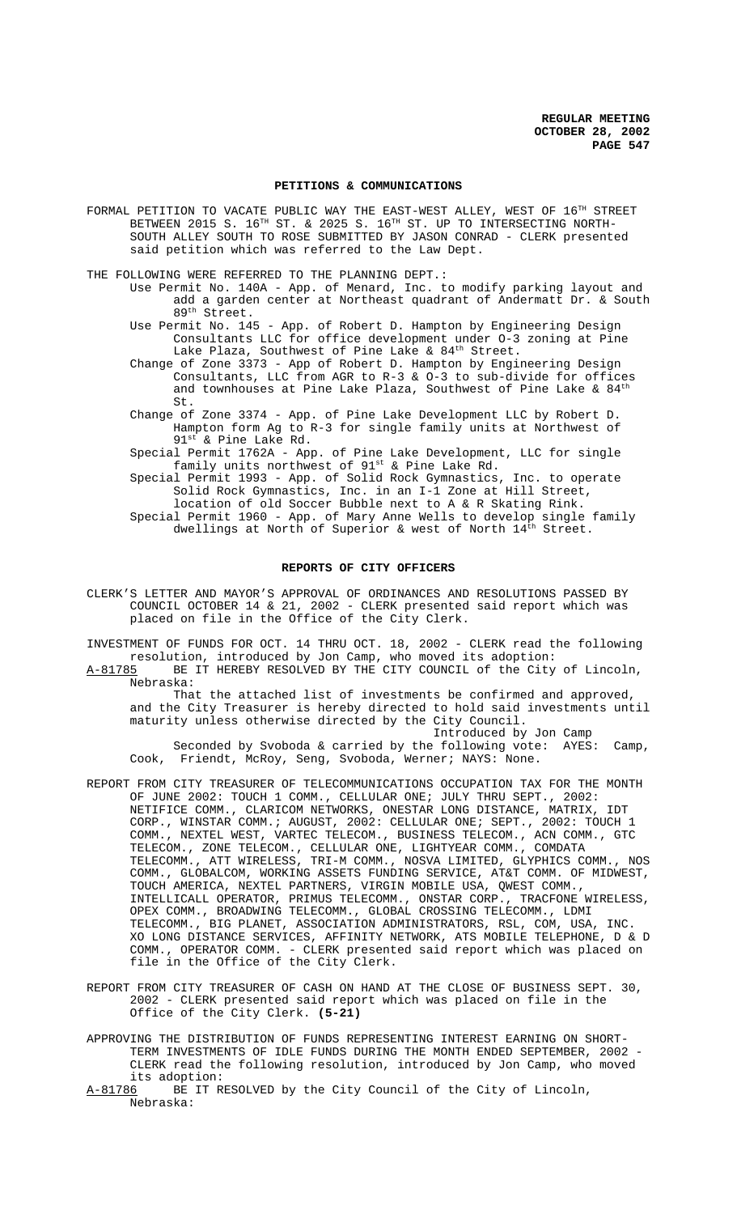## PETITIONS & COMMUNICATIONS

FORMAL PETITION TO VACATE PUBLIC WAY THE EAST-WEST ALLEY, WEST OF 16TH STREET BETWEEN 2015 S. 16TH ST. & 2025 S. 16TH ST. UP TO INTERSECTING NORTH-SOUTH ALLEY SOUTH TO ROSE SUBMITTED BY JASON CONRAD - CLERK presented said petition which was referred to the Law Dept.

THE FOLLOWING WERE REFERRED TO THE PLANNING DEPT.:

- Use Permit No. 140A - App. of Menard, Inc. to modify parking layout and add a garden center at Northeast quadrant of Andermatt Dr. & South 89th Street.
- Use Permit No. 145 - App. of Robert D. Hampton by Engineering Design Consultants LLC for office development under O-3 zoning at Pine Lake Plaza, Southwest of Pine Lake & 84th Street.
- Change of Zone 3373 - App of Robert D. Hampton by Engineering Design Consultants, LLC from AGR to R-3 & O-3 to sub-divide for offices and townhouses at Pine Lake Plaza, Southwest of Pine Lake & 84th St.
- Change of Zone 3374 - App. of Pine Lake Development LLC by Robert D. Hampton form Ag to R-3 for single family units at Northwest of 91st & Pine Lake Rd.
- Special Permit 1762A - App. of Pine Lake Development, LLC for single family units northwest of 91st & Pine Lake Rd.
- Special Permit 1993 - App. of Solid Rock Gymnastics, Inc. to operate Solid Rock Gymnastics, Inc. in an I-1 Zone at Hill Street, location of old Soccer Bubble next to A & R Skating Rink.
- Special Permit 1960 - App. of Mary Anne Wells to develop single family dwellings at North of Superior & west of North 14th Street.

## REPORTS OF CITY OFFICERS

CLERK'S LETTER AND MAYOR'S APPROVAL OF ORDINANCES AND RESOLUTIONS PASSED BY COUNCIL OCTOBER 14 & 21, 2002 - CLERK presented said report which was placed on file in the Office of the City Clerk.

INVESTMENT OF FUNDS FOR OCT. 14 THRU OCT. 18, 2002 - CLERK read the following resolution, introduced by Jon Camp, who moved its adoption:

A-81785 BE IT HEREBY RESOLVED BY THE CITY COUNCIL of the City of Lincoln, Nebraska:

That the attached list of investments be confirmed and approved, and the City Treasurer is hereby directed to hold said investments until maturity unless otherwise directed by the City Council.

Introduced by Jon Camp

Seconded by Svoboda & carried by the following vote: AYES: Camp, Cook, Friendt, McRoy, Seng, Svoboda, Werner; NAYS: None.

REPORT FROM CITY TREASURER OF TELECOMMUNICATIONS OCCUPATION TAX FOR THE MONTH OF JUNE 2002: TOUCH 1 COMM., CELLULAR ONE; JULY THRU SEPT., 2002: NETIFICE COMM., CLARICOM NETWORKS, ONESTAR LONG DISTANCE, MATRIX, IDT CORP., WINSTAR COMM.; AUGUST, 2002: CELLULAR ONE; SEPT., 2002: TOUCH 1 COMM., NEXTEL WEST, VARTEC TELECOM., BUSINESS TELECOM., ACN COMM., GTC TELECOM., ZONE TELECOM., CELLULAR ONE, LIGHTYEAR COMM., COMDATA TELECOMM., ATT WIRELESS, TRI-M COMM., NOSVA LIMITED, GLYPHICS COMM., NOS COMM., GLOBALCOM, WORKING ASSETS FUNDING SERVICE, AT&T COMM. OF MIDWEST, TOUCH AMERICA, NEXTEL PARTNERS, VIRGIN MOBILE USA, QWEST COMM., INTELLICALL OPERATOR, PRIMUS TELECOMM., ONSTAR CORP., TRACFONE WIRELESS, OPEX COMM., BROADWING TELECOMM., GLOBAL CROSSING TELECOMM., LDMI TELECOMM., BIG PLANET, ASSOCIATION ADMINISTRATORS, RSL, COM, USA, INC. XO LONG DISTANCE SERVICES, AFFINITY NETWORK, ATS MOBILE TELEPHONE, D & D COMM., OPERATOR COMM. - CLERK presented said report which was placed on file in the Office of the City Clerk.

REPORT FROM CITY TREASURER OF CASH ON HAND AT THE CLOSE OF BUSINESS SEPT. 30, 2002 - CLERK presented said report which was placed on file in the Office of the City Clerk. **(5-21)**

APPROVING THE DISTRIBUTION OF FUNDS REPRESENTING INTEREST EARNING ON SHORT-TERM INVESTMENTS OF IDLE FUNDS DURING THE MONTH ENDED SEPTEMBER, 2002 - CLERK read the following resolution, introduced by Jon Camp, who moved its adoption:

A-81786 BE IT RESOLVED by the City Council of the City of Lincoln, Nebraska: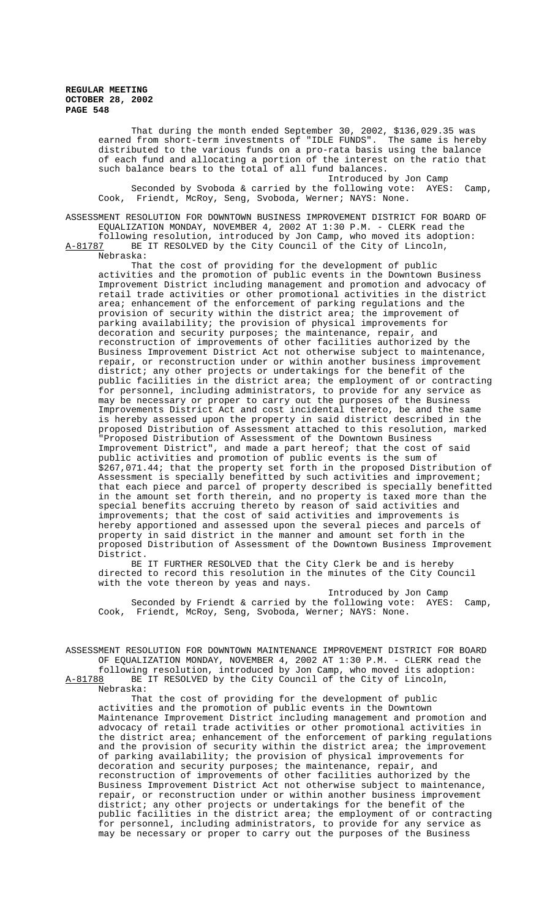That during the month ended September 30, 2002, $136,029.35 was earned from short-term investments of "IDLE FUNDS". The same is hereby distributed to the various funds on a pro-rata basis using the balance of each fund and allocating a portion of the interest on the ratio that such balance bears to the total of all fund balances.

Introduced by Jon Camp

Seconded by Svoboda & carried by the following vote: AYES: Camp, Cook, Friendt, McRoy, Seng, Svoboda, Werner; NAYS: None.

ASSESSMENT RESOLUTION FOR DOWNTOWN BUSINESS IMPROVEMENT DISTRICT FOR BOARD OF EQUALIZATION MONDAY, NOVEMBER 4, 2002 AT 1:30 P.M. - CLERK read the following resolution, introduced by Jon Camp, who moved its adoption:

A-81787 BE IT RESOLVED by the City Council of the City of Lincoln, Nebraska:

That the cost of providing for the development of public activities and the promotion of public events in the Downtown Business Improvement District including management and promotion and advocacy of retail trade activities or other promotional activities in the district area; enhancement of the enforcement of parking regulations and the provision of security within the district area; the improvement of parking availability; the provision of physical improvements for decoration and security purposes; the maintenance, repair, and reconstruction of improvements of other facilities authorized by the Business Improvement District Act not otherwise subject to maintenance, repair, or reconstruction under or within another business improvement district; any other projects or undertakings for the benefit of the public facilities in the district area; the employment of or contracting for personnel, including administrators, to provide for any service as may be necessary or proper to carry out the purposes of the Business Improvements District Act and cost incidental thereto, be and the same is hereby assessed upon the property in said district described in the proposed Distribution of Assessment attached to this resolution, marked "Proposed Distribution of Assessment of the Downtown Business Improvement District", and made a part hereof; that the cost of said public activities and promotion of public events is the sum of $267,071.44; that the property set forth in the proposed Distribution of Assessment is specially benefitted by such activities and improvement; that each piece and parcel of property described is specially benefitted in the amount set forth therein, and no property is taxed more than the special benefits accruing thereto by reason of said activities and improvements; that the cost of said activities and improvements is hereby apportioned and assessed upon the several pieces and parcels of property in said district in the manner and amount set forth in the proposed Distribution of Assessment of the Downtown Business Improvement District.

BE IT FURTHER RESOLVED that the City Clerk be and is hereby directed to record this resolution in the minutes of the City Council with the vote thereon by yeas and nays.

Introduced by Jon Camp

Seconded by Friendt & carried by the following vote: AYES: Camp, Cook, Friendt, McRoy, Seng, Svoboda, Werner; NAYS: None.

ASSESSMENT RESOLUTION FOR DOWNTOWN MAINTENANCE IMPROVEMENT DISTRICT FOR BOARD OF EQUALIZATION MONDAY, NOVEMBER 4, 2002 AT 1:30 P.M. - CLERK read the following resolution, introduced by Jon Camp, who moved its adoption:

A-81788 BE IT RESOLVED by the City Council of the City of Lincoln, Nebraska:

That the cost of providing for the development of public activities and the promotion of public events in the Downtown Maintenance Improvement District including management and promotion and advocacy of retail trade activities or other promotional activities in the district area; enhancement of the enforcement of parking regulations and the provision of security within the district area; the improvement of parking availability; the provision of physical improvements for decoration and security purposes; the maintenance, repair, and reconstruction of improvements of other facilities authorized by the Business Improvement District Act not otherwise subject to maintenance, repair, or reconstruction under or within another business improvement district; any other projects or undertakings for the benefit of the public facilities in the district area; the employment of or contracting for personnel, including administrators, to provide for any service as may be necessary or proper to carry out the purposes of the Business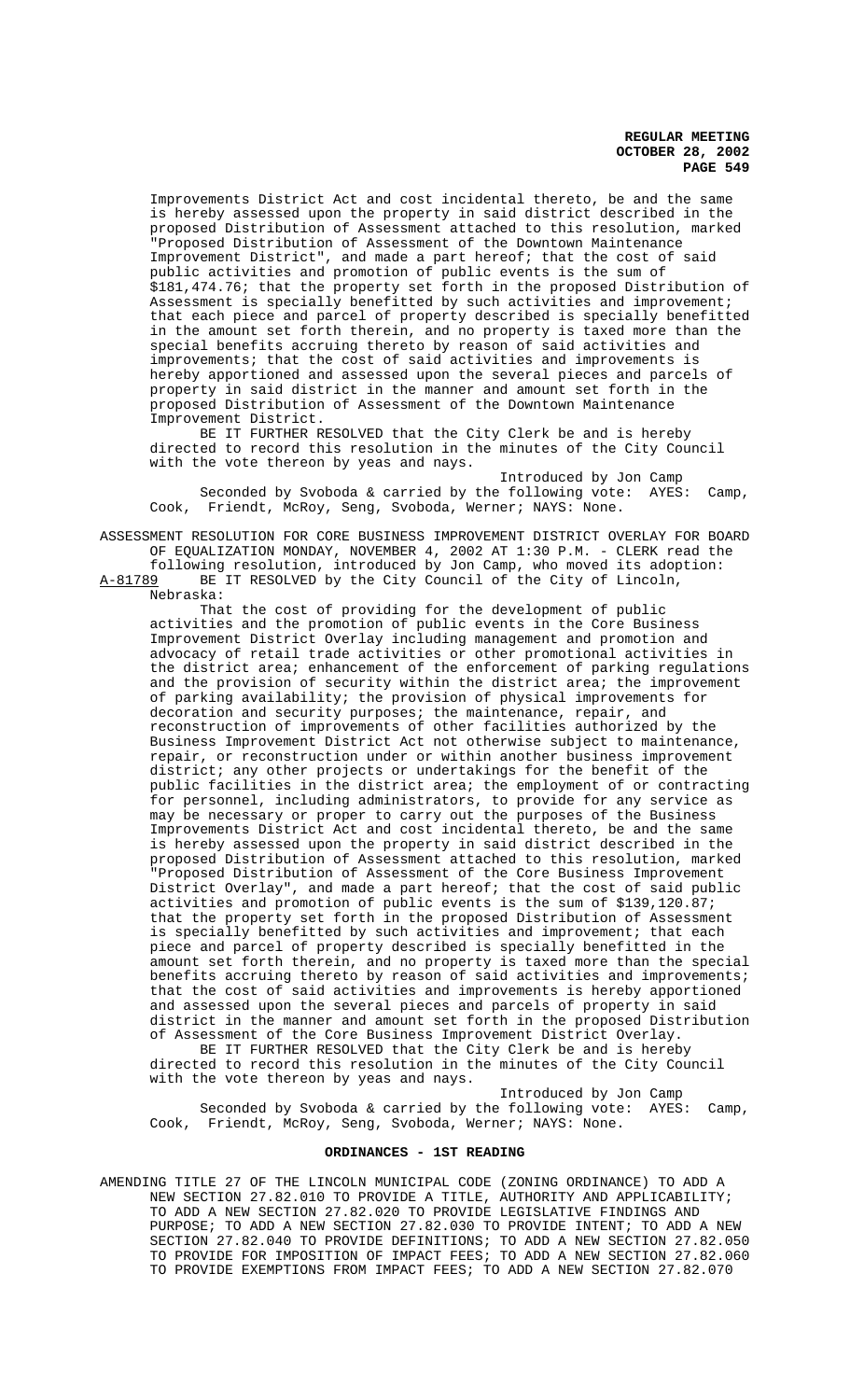Improvements District Act and cost incidental thereto, be and the same is hereby assessed upon the property in said district described in the proposed Distribution of Assessment attached to this resolution, marked "Proposed Distribution of Assessment of the Downtown Maintenance Improvement District", and made a part hereof; that the cost of said public activities and promotion of public events is the sum of $181,474.76; that the property set forth in the proposed Distribution of Assessment is specially benefitted by such activities and improvement; that each piece and parcel of property described is specially benefitted in the amount set forth therein, and no property is taxed more than the special benefits accruing thereto by reason of said activities and improvements; that the cost of said activities and improvements is hereby apportioned and assessed upon the several pieces and parcels of property in said district in the manner and amount set forth in the proposed Distribution of Assessment of the Downtown Maintenance Improvement District.

BE IT FURTHER RESOLVED that the City Clerk be and is hereby directed to record this resolution in the minutes of the City Council with the vote thereon by yeas and nays.

Introduced by Jon Camp

Seconded by Svoboda & carried by the following vote: AYES: Camp, Cook, Friendt, McRoy, Seng, Svoboda, Werner; NAYS: None.

ASSESSMENT RESOLUTION FOR CORE BUSINESS IMPROVEMENT DISTRICT OVERLAY FOR BOARD OF EQUALIZATION MONDAY, NOVEMBER 4, 2002 AT 1:30 P.M. - CLERK read the following resolution, introduced by Jon Camp, who moved its adoption:

A-81789 BE IT RESOLVED by the City Council of the City of Lincoln, Nebraska:

That the cost of providing for the development of public activities and the promotion of public events in the Core Business Improvement District Overlay including management and promotion and advocacy of retail trade activities or other promotional activities in the district area; enhancement of the enforcement of parking regulations and the provision of security within the district area; the improvement of parking availability; the provision of physical improvements for decoration and security purposes; the maintenance, repair, and reconstruction of improvements of other facilities authorized by the Business Improvement District Act not otherwise subject to maintenance, repair, or reconstruction under or within another business improvement district; any other projects or undertakings for the benefit of the public facilities in the district area; the employment of or contracting for personnel, including administrators, to provide for any service as may be necessary or proper to carry out the purposes of the Business Improvements District Act and cost incidental thereto, be and the same is hereby assessed upon the property in said district described in the proposed Distribution of Assessment attached to this resolution, marked "Proposed Distribution of Assessment of the Core Business Improvement District Overlay", and made a part hereof; that the cost of said public activities and promotion of public events is the sum of $139,120.87; that the property set forth in the proposed Distribution of Assessment is specially benefitted by such activities and improvement; that each piece and parcel of property described is specially benefitted in the amount set forth therein, and no property is taxed more than the special benefits accruing thereto by reason of said activities and improvements; that the cost of said activities and improvements is hereby apportioned and assessed upon the several pieces and parcels of property in said district in the manner and amount set forth in the proposed Distribution of Assessment of the Core Business Improvement District Overlay.

BE IT FURTHER RESOLVED that the City Clerk be and is hereby directed to record this resolution in the minutes of the City Council with the vote thereon by yeas and nays.

Introduced by Jon Camp

Seconded by Svoboda & carried by the following vote: AYES: Camp, Cook, Friendt, McRoy, Seng, Svoboda, Werner; NAYS: None.

## ORDINANCES - 1ST READING

AMENDING TITLE 27 OF THE LINCOLN MUNICIPAL CODE (ZONING ORDINANCE) TO ADD A NEW SECTION 27.82.010 TO PROVIDE A TITLE, AUTHORITY AND APPLICABILITY; TO ADD A NEW SECTION 27.82.020 TO PROVIDE LEGISLATIVE FINDINGS AND PURPOSE; TO ADD A NEW SECTION 27.82.030 TO PROVIDE INTENT; TO ADD A NEW SECTION 27.82.040 TO PROVIDE DEFINITIONS; TO ADD A NEW SECTION 27.82.050 TO PROVIDE FOR IMPOSITION OF IMPACT FEES; TO ADD A NEW SECTION 27.82.060 TO PROVIDE EXEMPTIONS FROM IMPACT FEES; TO ADD A NEW SECTION 27.82.070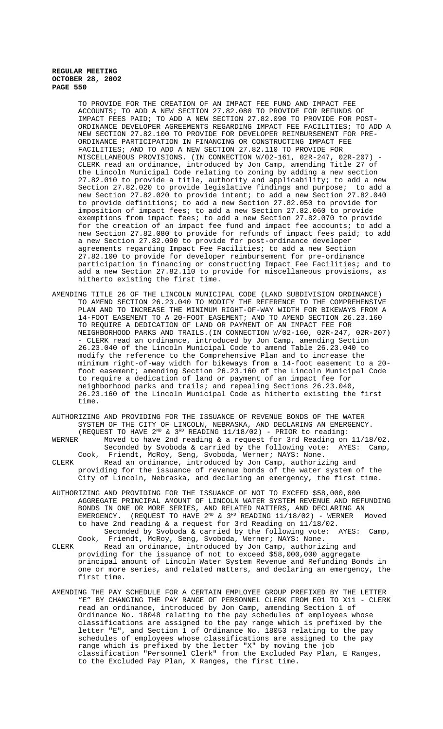TO PROVIDE FOR THE CREATION OF AN IMPACT FEE FUND AND IMPACT FEE ACCOUNTS; TO ADD A NEW SECTION 27.82.080 TO PROVIDE FOR REFUNDS OF IMPACT FEES PAID; TO ADD A NEW SECTION 27.82.090 TO PROVIDE FOR POST-ORDINANCE DEVELOPER AGREEMENTS REGARDING IMPACT FEE FACILITIES; TO ADD A NEW SECTION 27.82.100 TO PROVIDE FOR DEVELOPER REIMBURSEMENT FOR PRE-ORDINANCE PARTICIPATION IN FINANCING OR CONSTRUCTING IMPACT FEE FACILITIES; AND TO ADD A NEW SECTION 27.82.110 TO PROVIDE FOR MISCELLANEOUS PROVISIONS. (IN CONNECTION W/02-161, 02R-247, 02R-207) - CLERK read an ordinance, introduced by Jon Camp, amending Title 27 of the Lincoln Municipal Code relating to zoning by adding a new section 27.82.010 to provide a title, authority and applicability; to add a new Section 27.82.020 to provide legislative findings and purpose; to add a new Section 27.82.020 to provide intent; to add a new Section 27.82.040 to provide definitions; to add a new Section 27.82.050 to provide for imposition of impact fees; to add a new Section 27.82.060 to provide exemptions from impact fees; to add a new Section 27.82.070 to provide for the creation of an impact fee fund and impact fee accounts; to add a new Section 27.82.080 to provide for refunds of impact fees paid; to add a new Section 27.82.090 to provide for post-ordinance developer agreements regarding Impact Fee Facilities; to add a new Section 27.82.100 to provide for developer reimbursement for pre-ordinance participation in financing or constructing Impact Fee Facilities; and to add a new Section 27.82.110 to provide for miscellaneous provisions, as hitherto existing the first time.

AMENDING TITLE 26 OF THE LINCOLN MUNICIPAL CODE (LAND SUBDIVISION ORDINANCE) TO AMEND SECTION 26.23.040 TO MODIFY THE REFERENCE TO THE COMPREHENSIVE PLAN AND TO INCREASE THE MINIMUM RIGHT-OF-WAY WIDTH FOR BIKEWAYS FROM A 14-FOOT EASEMENT TO A 20-FOOT EASEMENT; AND TO AMEND SECTION 26.23.160 TO REQUIRE A DEDICATION OF LAND OR PAYMENT OF AN IMPACT FEE FOR NEIGHBORHOOD PARKS AND TRAILS.(IN CONNECTION W/02-160, 02R-247, 02R-207) - CLERK read an ordinance, introduced by Jon Camp, amending Section 26.23.040 of the Lincoln Municipal Code to amend Table 26.23.040 to modify the reference to the Comprehensive Plan and to increase the minimum right-of-way width for bikeways from a 14-foot easement to a 20-foot easement; amending Section 26.23.160 of the Lincoln Municipal Code to require a dedication of land or payment of an impact fee for neighborhood parks and trails; and repealing Sections 26.23.040, 26.23.160 of the Lincoln Municipal Code as hitherto existing the first time.

AUTHORIZING AND PROVIDING FOR THE ISSUANCE OF REVENUE BONDS OF THE WATER SYSTEM OF THE CITY OF LINCOLN, NEBRASKA, AND DECLARING AN EMERGENCY. (REQUEST TO HAVE 2ND & 3RD READING 11/18/02) - PRIOR to reading:

WERNER Moved to have 2nd reading & a request for 3rd Reading on 11/18/02.
Seconded by Svoboda & carried by the following vote: AYES: Camp, Cook, Friendt, McRoy, Seng, Svoboda, Werner; NAYS: None.

CLERK Read an ordinance, introduced by Jon Camp, authorizing and providing for the issuance of revenue bonds of the water system of the City of Lincoln, Nebraska, and declaring an emergency, the first time.

AUTHORIZING AND PROVIDING FOR THE ISSUANCE OF NOT TO EXCEED $58,000,000 AGGREGATE PRINCIPAL AMOUNT OF LINCOLN WATER SYSTEM REVENUE AND REFUNDING BONDS IN ONE OR MORE SERIES, AND RELATED MATTERS, AND DECLARING AN EMERGENCY. (REQUEST TO HAVE 2ND & 3RD READING 11/18/02) - WERNER Moved to have 2nd reading & a request for 3rd Reading on 11/18/02.
Seconded by Svoboda & carried by the following vote: AYES: Camp, Cook, Friendt, McRoy, Seng, Svoboda, Werner; NAYS: None.

CLERK Read an ordinance, introduced by Jon Camp, authorizing and providing for the issuance of not to exceed $58,000,000 aggregate principal amount of Lincoln Water System Revenue and Refunding Bonds in one or more series, and related matters, and declaring an emergency, the first time.

AMENDING THE PAY SCHEDULE FOR A CERTAIN EMPLOYEE GROUP PREFIXED BY THE LETTER "E" BY CHANGING THE PAY RANGE OF PERSONNEL CLERK FROM E01 TO X11 - CLERK read an ordinance, introduced by Jon Camp, amending Section 1 of Ordinance No. 18048 relating to the pay schedules of employees whose classifications are assigned to the pay range which is prefixed by the letter "E", and Section 1 of Ordinance No. 18053 relating to the pay schedules of employees whose classifications are assigned to the pay range which is prefixed by the letter "X" by moving the job classification "Personnel Clerk" from the Excluded Pay Plan, E Ranges, to the Excluded Pay Plan, X Ranges, the first time.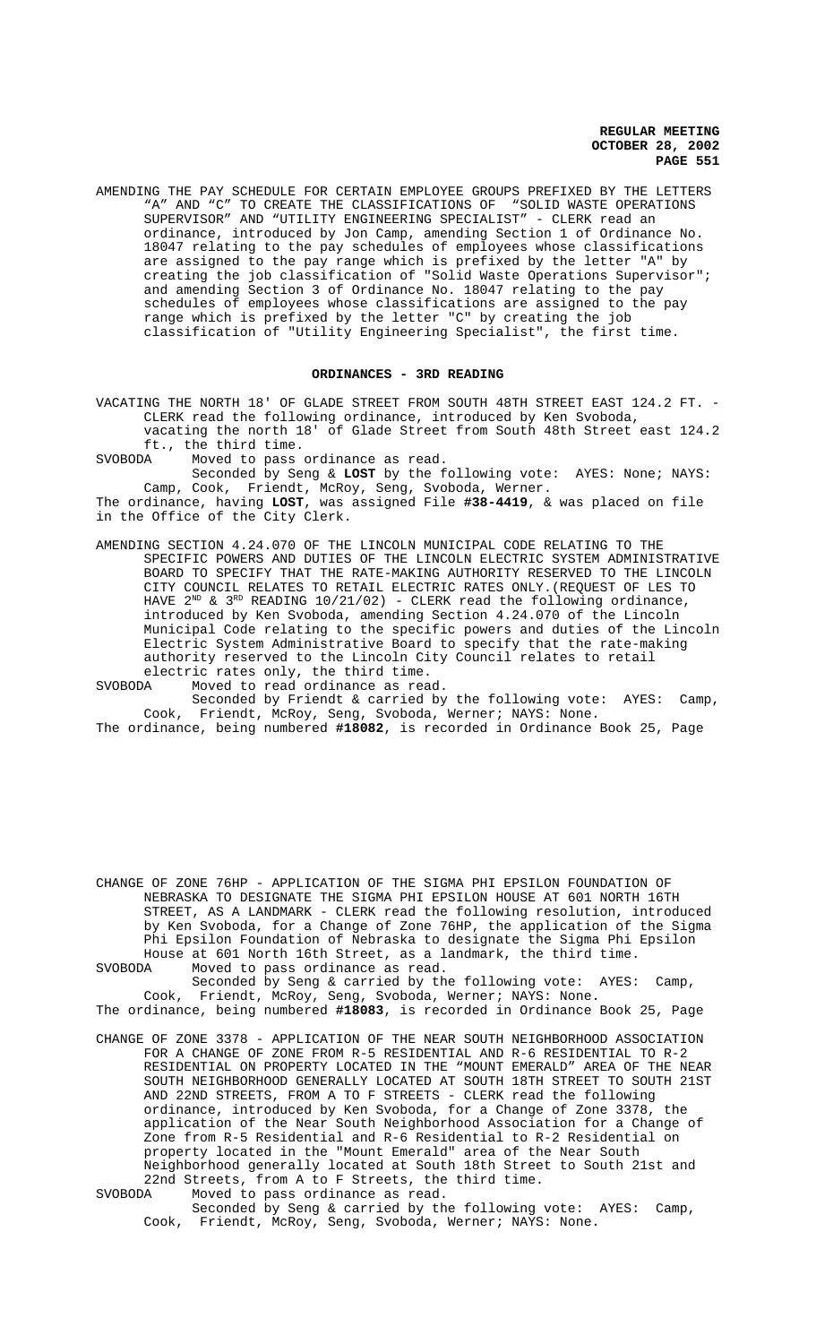AMENDING THE PAY SCHEDULE FOR CERTAIN EMPLOYEE GROUPS PREFIXED BY THE LETTERS "A" AND "C" TO CREATE THE CLASSIFICATIONS OF "SOLID WASTE OPERATIONS SUPERVISOR" AND "UTILITY ENGINEERING SPECIALIST" - CLERK read an ordinance, introduced by Jon Camp, amending Section 1 of Ordinance No. 18047 relating to the pay schedules of employees whose classifications are assigned to the pay range which is prefixed by the letter "A" by creating the job classification of "Solid Waste Operations Supervisor"; and amending Section 3 of Ordinance No. 18047 relating to the pay schedules of employees whose classifications are assigned to the pay range which is prefixed by the letter "C" by creating the job classification of "Utility Engineering Specialist", the first time.

## ORDINANCES - 3RD READING

VACATING THE NORTH 18' OF GLADE STREET FROM SOUTH 48TH STREET EAST 124.2 FT. - CLERK read the following ordinance, introduced by Ken Svoboda, vacating the north 18' of Glade Street from South 48th Street east 124.2 ft., the third time.

SVOBODA Moved to pass ordinance as read.

Seconded by Seng & **LOST** by the following vote: AYES: None; NAYS: Camp, Cook, Friendt, McRoy, Seng, Svoboda, Werner.

The ordinance, having **LOST**, was assigned File **#38-4419**, & was placed on file in the Office of the City Clerk.

AMENDING SECTION 4.24.070 OF THE LINCOLN MUNICIPAL CODE RELATING TO THE SPECIFIC POWERS AND DUTIES OF THE LINCOLN ELECTRIC SYSTEM ADMINISTRATIVE BOARD TO SPECIFY THAT THE RATE-MAKING AUTHORITY RESERVED TO THE LINCOLN CITY COUNCIL RELATES TO RETAIL ELECTRIC RATES ONLY.(REQUEST OF LES TO HAVE 2ND & 3RD READING 10/21/02) - CLERK read the following ordinance, introduced by Ken Svoboda, amending Section 4.24.070 of the Lincoln Municipal Code relating to the specific powers and duties of the Lincoln Electric System Administrative Board to specify that the rate-making authority reserved to the Lincoln City Council relates to retail electric rates only, the third time.

SVOBODA Moved to read ordinance as read.

Seconded by Friendt & carried by the following vote: AYES: Camp, Cook, Friendt, McRoy, Seng, Svoboda, Werner; NAYS: None.

The ordinance, being numbered **#18082**, is recorded in Ordinance Book 25, Page

CHANGE OF ZONE 76HP - APPLICATION OF THE SIGMA PHI EPSILON FOUNDATION OF NEBRASKA TO DESIGNATE THE SIGMA PHI EPSILON HOUSE AT 601 NORTH 16TH STREET, AS A LANDMARK - CLERK read the following resolution, introduced by Ken Svoboda, for a Change of Zone 76HP, the application of the Sigma Phi Epsilon Foundation of Nebraska to designate the Sigma Phi Epsilon House at 601 North 16th Street, as a landmark, the third time.

SVOBODA Moved to pass ordinance as read.

Seconded by Seng & carried by the following vote: AYES: Camp, Cook, Friendt, McRoy, Seng, Svoboda, Werner; NAYS: None.

The ordinance, being numbered **#18083**, is recorded in Ordinance Book 25, Page

CHANGE OF ZONE 3378 - APPLICATION OF THE NEAR SOUTH NEIGHBORHOOD ASSOCIATION FOR A CHANGE OF ZONE FROM R-5 RESIDENTIAL AND R-6 RESIDENTIAL TO R-2 RESIDENTIAL ON PROPERTY LOCATED IN THE "MOUNT EMERALD" AREA OF THE NEAR SOUTH NEIGHBORHOOD GENERALLY LOCATED AT SOUTH 18TH STREET TO SOUTH 21ST AND 22ND STREETS, FROM A TO F STREETS - CLERK read the following ordinance, introduced by Ken Svoboda, for a Change of Zone 3378, the application of the Near South Neighborhood Association for a Change of Zone from R-5 Residential and R-6 Residential to R-2 Residential on property located in the "Mount Emerald" area of the Near South Neighborhood generally located at South 18th Street to South 21st and 22nd Streets, from A to F Streets, the third time.

SVOBODA Moved to pass ordinance as read.

Seconded by Seng & carried by the following vote: AYES: Camp, Cook, Friendt, McRoy, Seng, Svoboda, Werner; NAYS: None.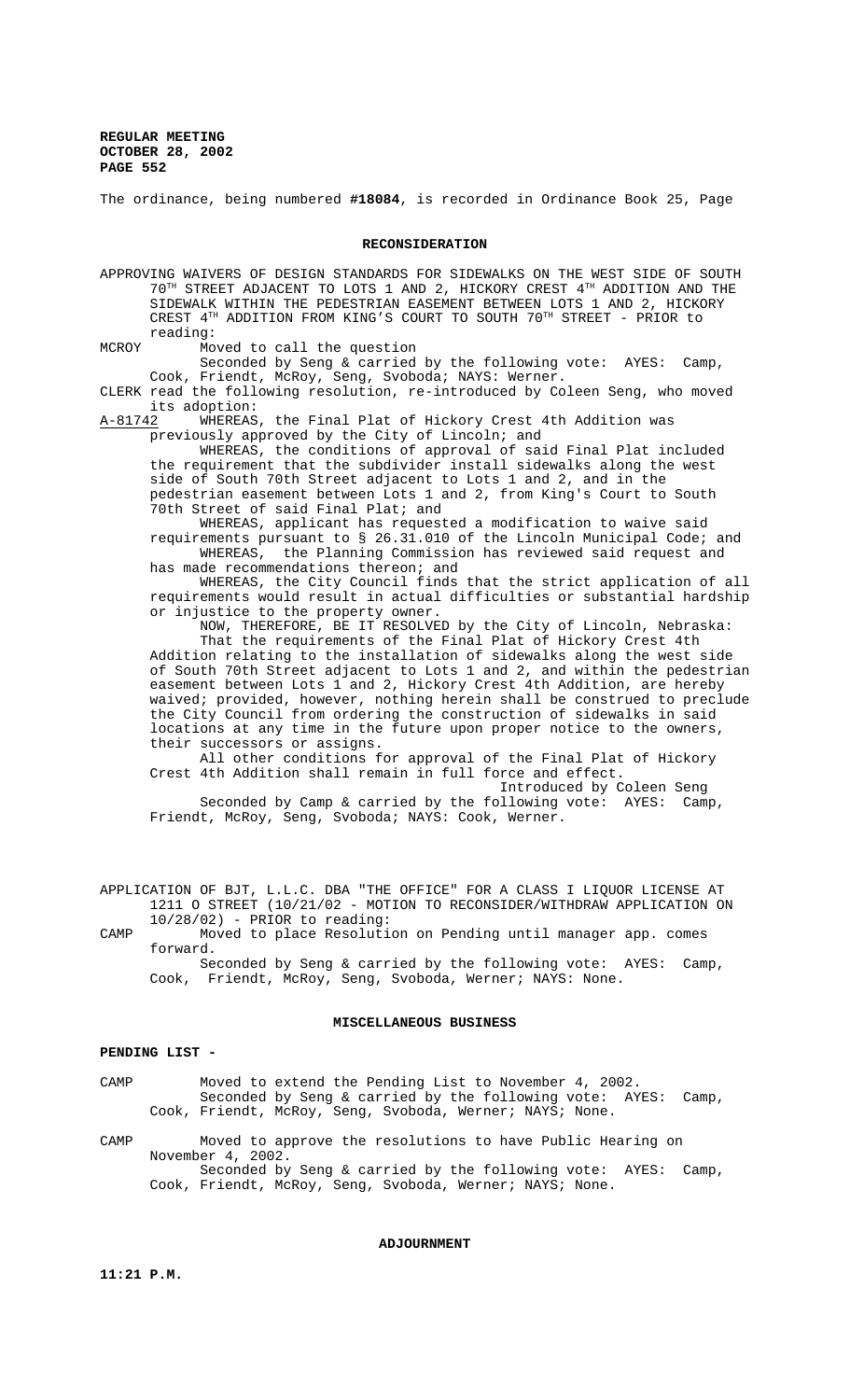The ordinance, being numbered **#18084**, is recorded in Ordinance Book 25, Page

## RECONSIDERATION

APPROVING WAIVERS OF DESIGN STANDARDS FOR SIDEWALKS ON THE WEST SIDE OF SOUTH 70TH STREET ADJACENT TO LOTS 1 AND 2, HICKORY CREST 4TH ADDITION AND THE SIDEWALK WITHIN THE PEDESTRIAN EASEMENT BETWEEN LOTS 1 AND 2, HICKORY CREST 4TH ADDITION FROM KING'S COURT TO SOUTH 70TH STREET - PRIOR to reading:

MCROY Moved to call the question

Seconded by Seng & carried by the following vote: AYES: Camp, Cook, Friendt, McRoy, Seng, Svoboda; NAYS: Werner.

CLERK read the following resolution, re-introduced by Coleen Seng, who moved its adoption:

A-81742 WHEREAS, the Final Plat of Hickory Crest 4th Addition was previously approved by the City of Lincoln; and

WHEREAS, the conditions of approval of said Final Plat included the requirement that the subdivider install sidewalks along the west side of South 70th Street adjacent to Lots 1 and 2, and in the pedestrian easement between Lots 1 and 2, from King's Court to South 70th Street of said Final Plat; and

WHEREAS, applicant has requested a modification to waive said requirements pursuant to § 26.31.010 of the Lincoln Municipal Code; and

WHEREAS, the Planning Commission has reviewed said request and has made recommendations thereon; and

WHEREAS, the City Council finds that the strict application of all requirements would result in actual difficulties or substantial hardship or injustice to the property owner.

NOW, THEREFORE, BE IT RESOLVED by the City of Lincoln, Nebraska:

That the requirements of the Final Plat of Hickory Crest 4th Addition relating to the installation of sidewalks along the west side of South 70th Street adjacent to Lots 1 and 2, and within the pedestrian easement between Lots 1 and 2, Hickory Crest 4th Addition, are hereby waived; provided, however, nothing herein shall be construed to preclude the City Council from ordering the construction of sidewalks in said locations at any time in the future upon proper notice to the owners, their successors or assigns.

All other conditions for approval of the Final Plat of Hickory Crest 4th Addition shall remain in full force and effect.

Introduced by Coleen Seng

Seconded by Camp & carried by the following vote: AYES: Camp, Friendt, McRoy, Seng, Svoboda; NAYS: Cook, Werner.

APPLICATION OF BJT, L.L.C. DBA "THE OFFICE" FOR A CLASS I LIQUOR LICENSE AT 1211 O STREET (10/21/02 - MOTION TO RECONSIDER/WITHDRAW APPLICATION ON 10/28/02) - PRIOR to reading:

CAMP Moved to place Resolution on Pending until manager app. comes forward.

Seconded by Seng & carried by the following vote: AYES: Camp, Cook, Friendt, McRoy, Seng, Svoboda, Werner; NAYS: None.

## MISCELLANEOUS BUSINESS

**PENDING LIST -**

CAMP Moved to extend the Pending List to November 4, 2002.

Seconded by Seng & carried by the following vote: AYES: Camp, Cook, Friendt, McRoy, Seng, Svoboda, Werner; NAYS; None.

CAMP Moved to approve the resolutions to have Public Hearing on November 4, 2002.

Seconded by Seng & carried by the following vote: AYES: Camp, Cook, Friendt, McRoy, Seng, Svoboda, Werner; NAYS; None.

## ADJOURNMENT

**11:21 P.M.**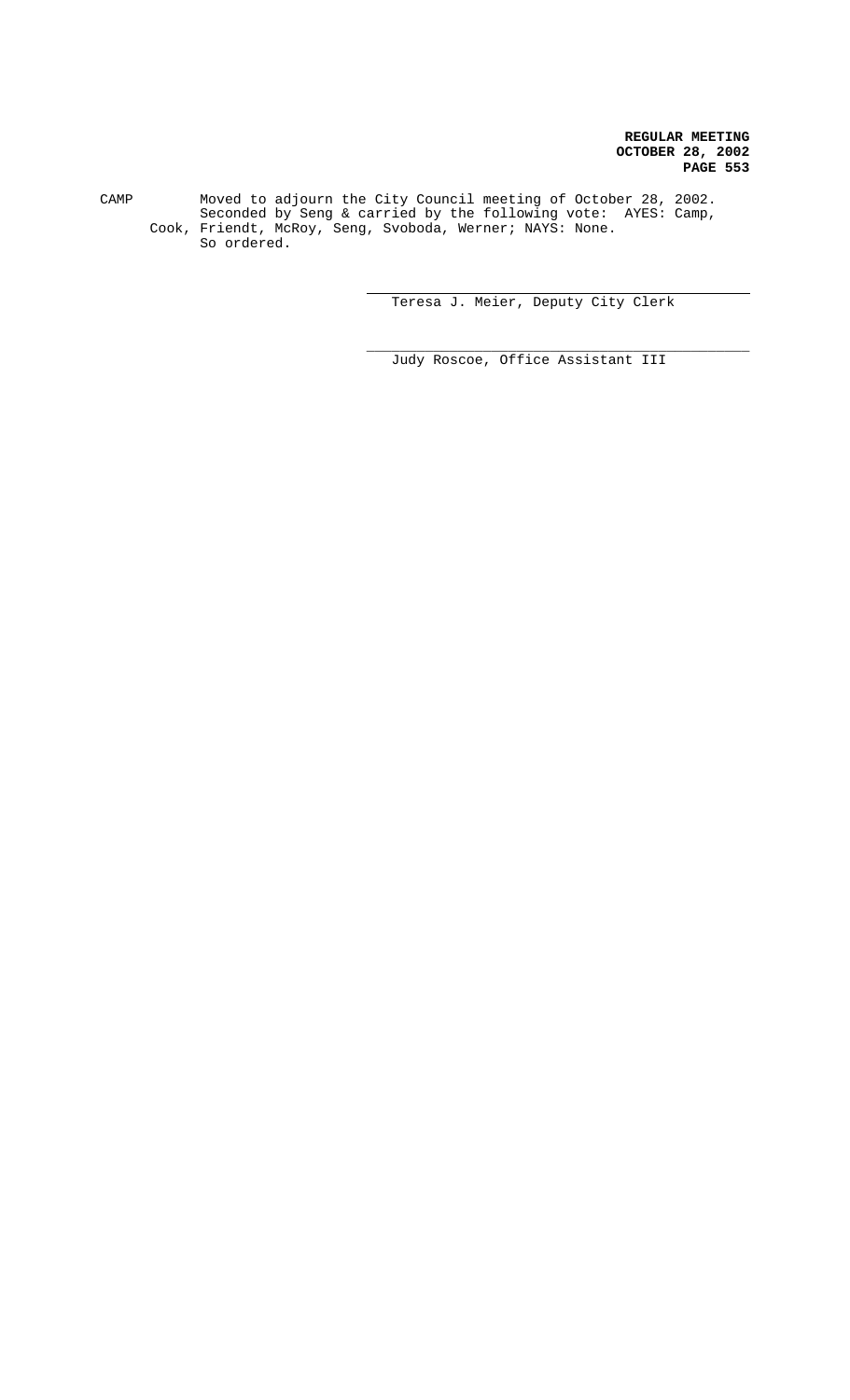CAMP Moved to adjourn the City Council meeting of October 28, 2002. Seconded by Seng & carried by the following vote: AYES: Camp, Cook, Friendt, McRoy, Seng, Svoboda, Werner; NAYS: None. So ordered.

Teresa J. Meier, Deputy City Clerk

Judy Roscoe, Office Assistant III